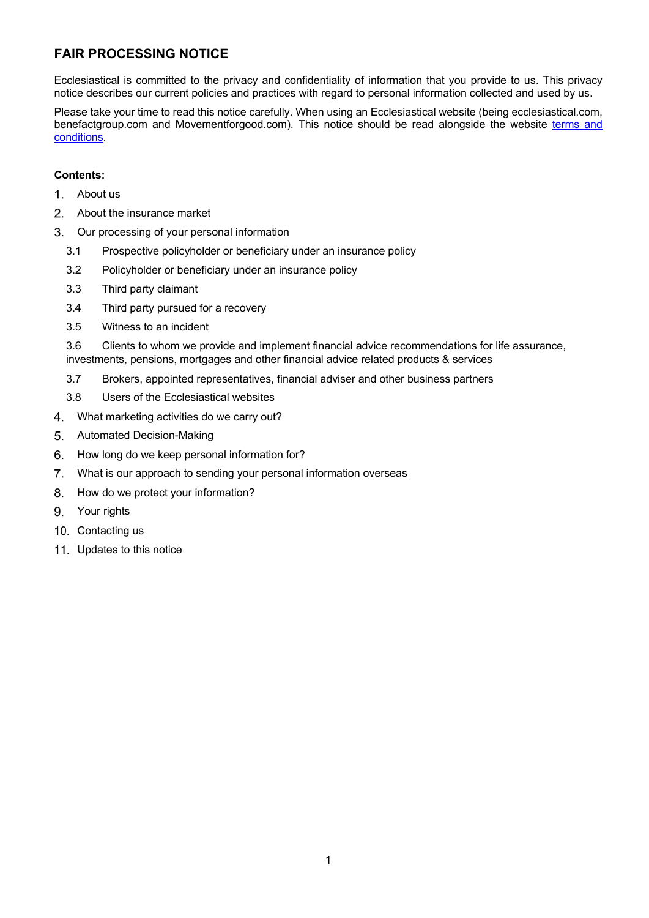# FAIR PROCESSING NOTICE

Ecclesiastical is committed to the privacy and confidentiality of information that you provide to us. This privacy notice describes our current policies and practices with regard to personal information collected and used by us.

Please take your time to read this notice carefully. When using an Ecclesiastical website (being ecclesiastical.com, benefactgroup.com and Movementforgood.com). This notice should be read alongside the website terms and conditions.

**Contents:**

1. About us
2. About the insurance market
3. Our processing of your personal information
   - 3.1 Prospective policyholder or beneficiary under an insurance policy
   - 3.2 Policyholder or beneficiary under an insurance policy
   - 3.3 Third party claimant
   - 3.4 Third party pursued for a recovery
   - 3.5 Witness to an incident
   - 3.6 Clients to whom we provide and implement financial advice recommendations for life assurance, investments, pensions, mortgages and other financial advice related products & services
   - 3.7 Brokers, appointed representatives, financial adviser and other business partners
   - 3.8 Users of the Ecclesiastical websites
4. What marketing activities do we carry out?
5. Automated Decision-Making
6. How long do we keep personal information for?
7. What is our approach to sending your personal information overseas
8. How do we protect your information?
9. Your rights
10. Contacting us
11. Updates to this notice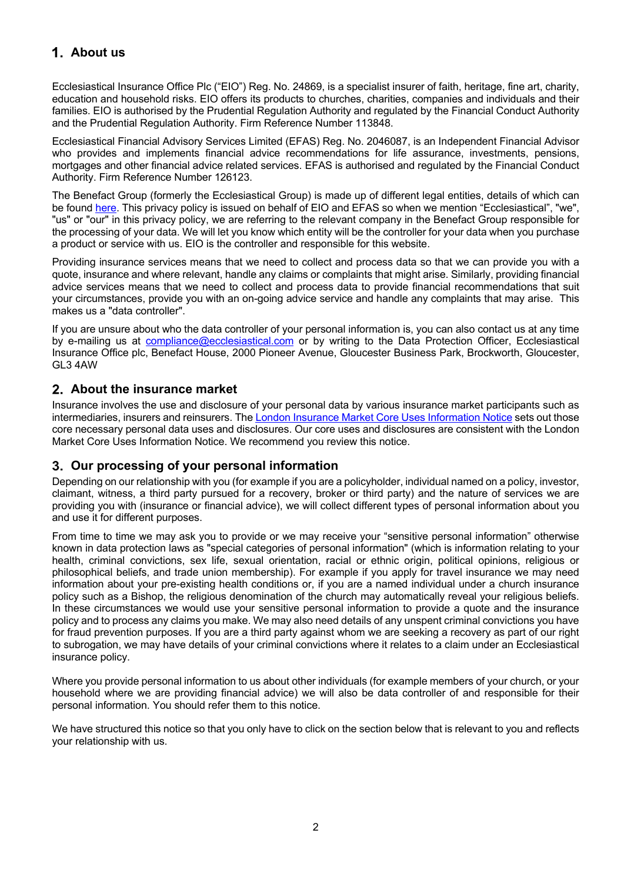## 1. About us

Ecclesiastical Insurance Office Plc ("EIO") Reg. No. 24869, is a specialist insurer of faith, heritage, fine art, charity, education and household risks. EIO offers its products to churches, charities, companies and individuals and their families. EIO is authorised by the Prudential Regulation Authority and regulated by the Financial Conduct Authority and the Prudential Regulation Authority. Firm Reference Number 113848.

Ecclesiastical Financial Advisory Services Limited (EFAS) Reg. No. 2046087, is an Independent Financial Advisor who provides and implements financial advice recommendations for life assurance, investments, pensions, mortgages and other financial advice related services. EFAS is authorised and regulated by the Financial Conduct Authority. Firm Reference Number 126123.

The Benefact Group (formerly the Ecclesiastical Group) is made up of different legal entities, details of which can be found here. This privacy policy is issued on behalf of EIO and EFAS so when we mention "Ecclesiastical", "we", "us" or "our" in this privacy policy, we are referring to the relevant company in the Benefact Group responsible for the processing of your data. We will let you know which entity will be the controller for your data when you purchase a product or service with us. EIO is the controller and responsible for this website.

Providing insurance services means that we need to collect and process data so that we can provide you with a quote, insurance and where relevant, handle any claims or complaints that might arise. Similarly, providing financial advice services means that we need to collect and process data to provide financial recommendations that suit your circumstances, provide you with an on-going advice service and handle any complaints that may arise. This makes us a "data controller".

If you are unsure about who the data controller of your personal information is, you can also contact us at any time by e-mailing us at compliance@ecclesiastical.com or by writing to the Data Protection Officer, Ecclesiastical Insurance Office plc, Benefact House, 2000 Pioneer Avenue, Gloucester Business Park, Brockworth, Gloucester, GL3 4AW

## 2. About the insurance market

Insurance involves the use and disclosure of your personal data by various insurance market participants such as intermediaries, insurers and reinsurers. The London Insurance Market Core Uses Information Notice sets out those core necessary personal data uses and disclosures. Our core uses and disclosures are consistent with the London Market Core Uses Information Notice. We recommend you review this notice.

## 3. Our processing of your personal information

Depending on our relationship with you (for example if you are a policyholder, individual named on a policy, investor, claimant, witness, a third party pursued for a recovery, broker or third party) and the nature of services we are providing you with (insurance or financial advice), we will collect different types of personal information about you and use it for different purposes.

From time to time we may ask you to provide or we may receive your "sensitive personal information" otherwise known in data protection laws as "special categories of personal information" (which is information relating to your health, criminal convictions, sex life, sexual orientation, racial or ethnic origin, political opinions, religious or philosophical beliefs, and trade union membership). For example if you apply for travel insurance we may need information about your pre-existing health conditions or, if you are a named individual under a church insurance policy such as a Bishop, the religious denomination of the church may automatically reveal your religious beliefs. In these circumstances we would use your sensitive personal information to provide a quote and the insurance policy and to process any claims you make. We may also need details of any unspent criminal convictions you have for fraud prevention purposes. If you are a third party against whom we are seeking a recovery as part of our right to subrogation, we may have details of your criminal convictions where it relates to a claim under an Ecclesiastical insurance policy.

Where you provide personal information to us about other individuals (for example members of your church, or your household where we are providing financial advice) we will also be data controller of and responsible for their personal information. You should refer them to this notice.

We have structured this notice so that you only have to click on the section below that is relevant to you and reflects your relationship with us.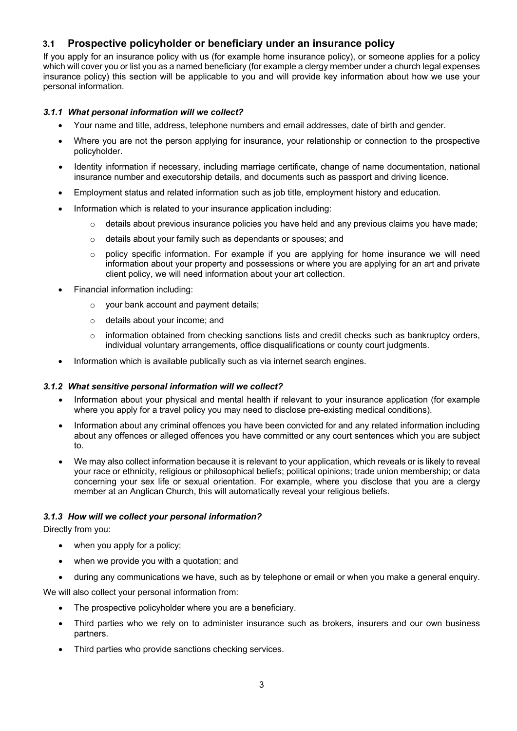## 3.1 Prospective policyholder or beneficiary under an insurance policy

If you apply for an insurance policy with us (for example home insurance policy), or someone applies for a policy which will cover you or list you as a named beneficiary (for example a clergy member under a church legal expenses insurance policy) this section will be applicable to you and will provide key information about how we use your personal information.

### *3.1.1 What personal information will we collect?*

- Your name and title, address, telephone numbers and email addresses, date of birth and gender.
- Where you are not the person applying for insurance, your relationship or connection to the prospective policyholder.
- Identity information if necessary, including marriage certificate, change of name documentation, national insurance number and executorship details, and documents such as passport and driving licence.
- Employment status and related information such as job title, employment history and education.
- Information which is related to your insurance application including:
    - details about previous insurance policies you have held and any previous claims you have made;
    - details about your family such as dependants or spouses; and
    - policy specific information. For example if you are applying for home insurance we will need information about your property and possessions or where you are applying for an art and private client policy, we will need information about your art collection.
- Financial information including:
    - your bank account and payment details;
    - details about your income; and
    - information obtained from checking sanctions lists and credit checks such as bankruptcy orders, individual voluntary arrangements, office disqualifications or county court judgments.
- Information which is available publically such as via internet search engines.

### *3.1.2 What sensitive personal information will we collect?*

- Information about your physical and mental health if relevant to your insurance application (for example where you apply for a travel policy you may need to disclose pre-existing medical conditions).
- Information about any criminal offences you have been convicted for and any related information including about any offences or alleged offences you have committed or any court sentences which you are subject to.
- We may also collect information because it is relevant to your application, which reveals or is likely to reveal your race or ethnicity, religious or philosophical beliefs; political opinions; trade union membership; or data concerning your sex life or sexual orientation. For example, where you disclose that you are a clergy member at an Anglican Church, this will automatically reveal your religious beliefs.

### *3.1.3 How will we collect your personal information?*

Directly from you:

- when you apply for a policy;
- when we provide you with a quotation; and
- during any communications we have, such as by telephone or email or when you make a general enquiry.

We will also collect your personal information from:

- The prospective policyholder where you are a beneficiary.
- Third parties who we rely on to administer insurance such as brokers, insurers and our own business partners.
- Third parties who provide sanctions checking services.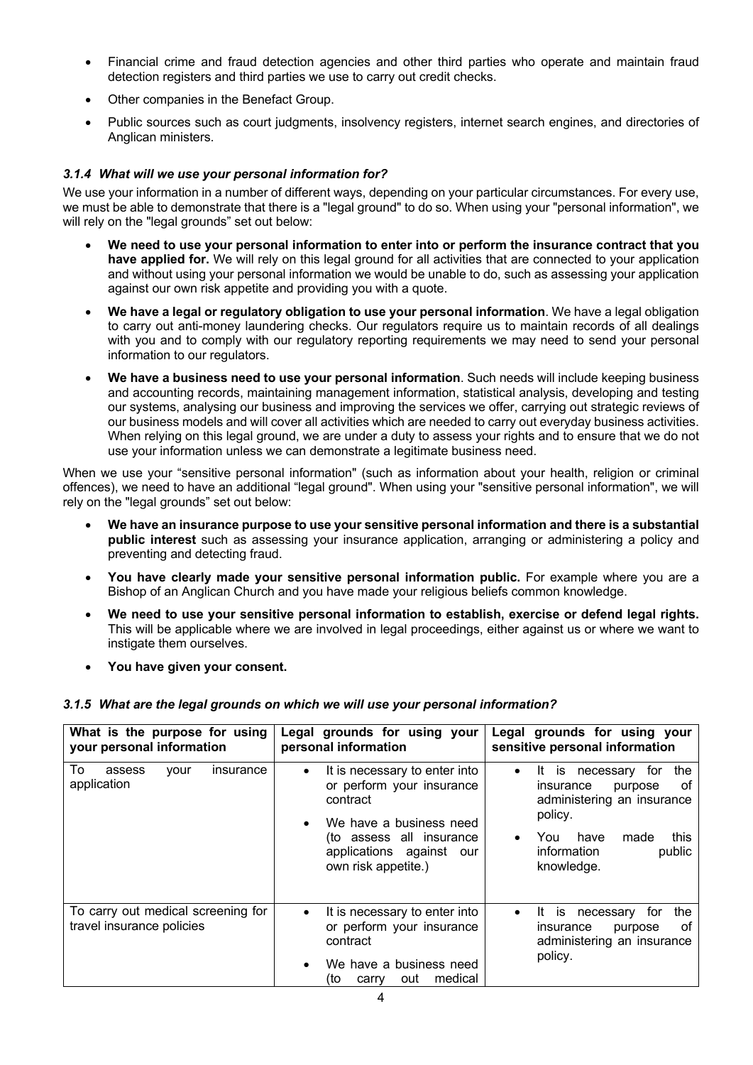- Financial crime and fraud detection agencies and other third parties who operate and maintain fraud detection registers and third parties we use to carry out credit checks.
- Other companies in the Benefact Group.
- Public sources such as court judgments, insolvency registers, internet search engines, and directories of Anglican ministers.

### *3.1.4 What will we use your personal information for?*

We use your information in a number of different ways, depending on your particular circumstances. For every use, we must be able to demonstrate that there is a "legal ground" to do so. When using your "personal information", we will rely on the "legal grounds" set out below:

- **We need to use your personal information to enter into or perform the insurance contract that you have applied for.** We will rely on this legal ground for all activities that are connected to your application and without using your personal information we would be unable to do, such as assessing your application against our own risk appetite and providing you with a quote.
- **We have a legal or regulatory obligation to use your personal information**. We have a legal obligation to carry out anti-money laundering checks. Our regulators require us to maintain records of all dealings with you and to comply with our regulatory reporting requirements we may need to send your personal information to our regulators.
- **We have a business need to use your personal information**. Such needs will include keeping business and accounting records, maintaining management information, statistical analysis, developing and testing our systems, analysing our business and improving the services we offer, carrying out strategic reviews of our business models and will cover all activities which are needed to carry out everyday business activities. When relying on this legal ground, we are under a duty to assess your rights and to ensure that we do not use your information unless we can demonstrate a legitimate business need.

When we use your "sensitive personal information" (such as information about your health, religion or criminal offences), we need to have an additional "legal ground". When using your "sensitive personal information", we will rely on the "legal grounds" set out below:

- **We have an insurance purpose to use your sensitive personal information and there is a substantial public interest** such as assessing your insurance application, arranging or administering a policy and preventing and detecting fraud.
- **You have clearly made your sensitive personal information public.** For example where you are a Bishop of an Anglican Church and you have made your religious beliefs common knowledge.
- **We need to use your sensitive personal information to establish, exercise or defend legal rights.** This will be applicable where we are involved in legal proceedings, either against us or where we want to instigate them ourselves.
- **You have given your consent.**

### *3.1.5 What are the legal grounds on which we will use your personal information?*

| What is the purpose for using your personal information | Legal grounds for using your personal information | Legal grounds for using your sensitive personal information |
|---|---|---|
| To assess your insurance application | • It is necessary to enter into or perform your insurance contract<br>• We have a business need (to assess all insurance applications against our own risk appetite.) | • It is necessary for the insurance purpose of administering an insurance policy.<br>• You have made this information public knowledge. |
| To carry out medical screening for travel insurance policies | • It is necessary to enter into or perform your insurance contract<br>• We have a business need (to carry out medical | • It is necessary for the insurance purpose of administering an insurance policy. |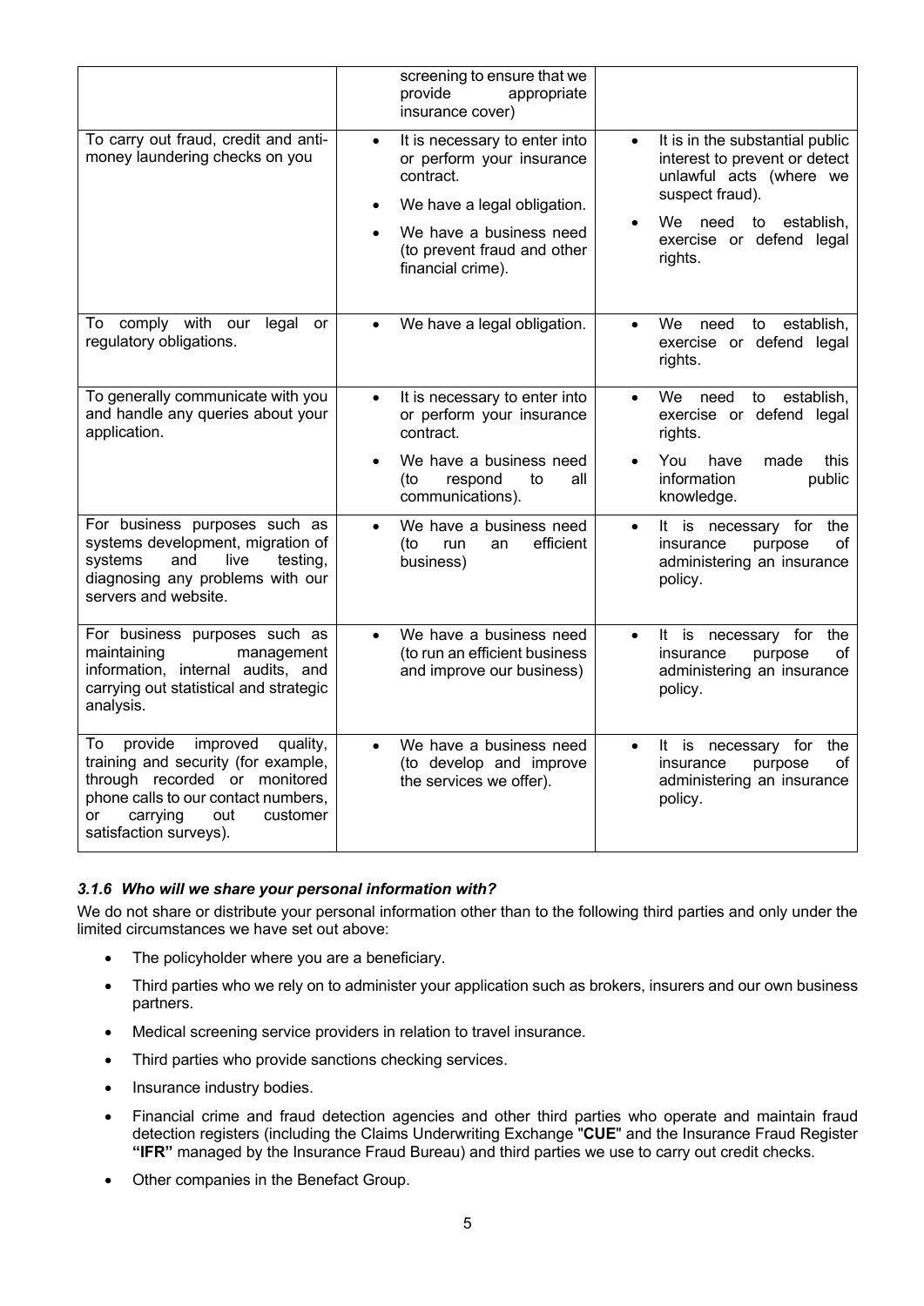| | | |
|---|---|---|
| | screening to ensure that we provide appropriate insurance cover) | |
| To carry out fraud, credit and anti-money laundering checks on you | • It is necessary to enter into or perform your insurance contract.<br>• We have a legal obligation.<br>• We have a business need (to prevent fraud and other financial crime). | • It is in the substantial public interest to prevent or detect unlawful acts (where we suspect fraud).<br>• We need to establish, exercise or defend legal rights. |
| To comply with our legal or regulatory obligations. | • We have a legal obligation. | • We need to establish, exercise or defend legal rights. |
| To generally communicate with you and handle any queries about your application. | • It is necessary to enter into or perform your insurance contract.<br>• We have a business need (to respond to all communications). | • We need to establish, exercise or defend legal rights.<br>• You have made this information public knowledge. |
| For business purposes such as systems development, migration of systems and live testing, diagnosing any problems with our servers and website. | • We have a business need (to run an efficient business) | • It is necessary for the insurance purpose of administering an insurance policy. |
| For business purposes such as maintaining management information, internal audits, and carrying out statistical and strategic analysis. | • We have a business need (to run an efficient business and improve our business) | • It is necessary for the insurance purpose of administering an insurance policy. |
| To provide improved quality, training and security (for example, through recorded or monitored phone calls to our contact numbers, or carrying out customer satisfaction surveys). | • We have a business need (to develop and improve the services we offer). | • It is necessary for the insurance purpose of administering an insurance policy. |

### *3.1.6 Who will we share your personal information with?*

We do not share or distribute your personal information other than to the following third parties and only under the limited circumstances we have set out above:

- The policyholder where you are a beneficiary.
- Third parties who we rely on to administer your application such as brokers, insurers and our own business partners.
- Medical screening service providers in relation to travel insurance.
- Third parties who provide sanctions checking services.
- Insurance industry bodies.
- Financial crime and fraud detection agencies and other third parties who operate and maintain fraud detection registers (including the Claims Underwriting Exchange "**CUE**" and the Insurance Fraud Register **"IFR"** managed by the Insurance Fraud Bureau) and third parties we use to carry out credit checks.
- Other companies in the Benefact Group.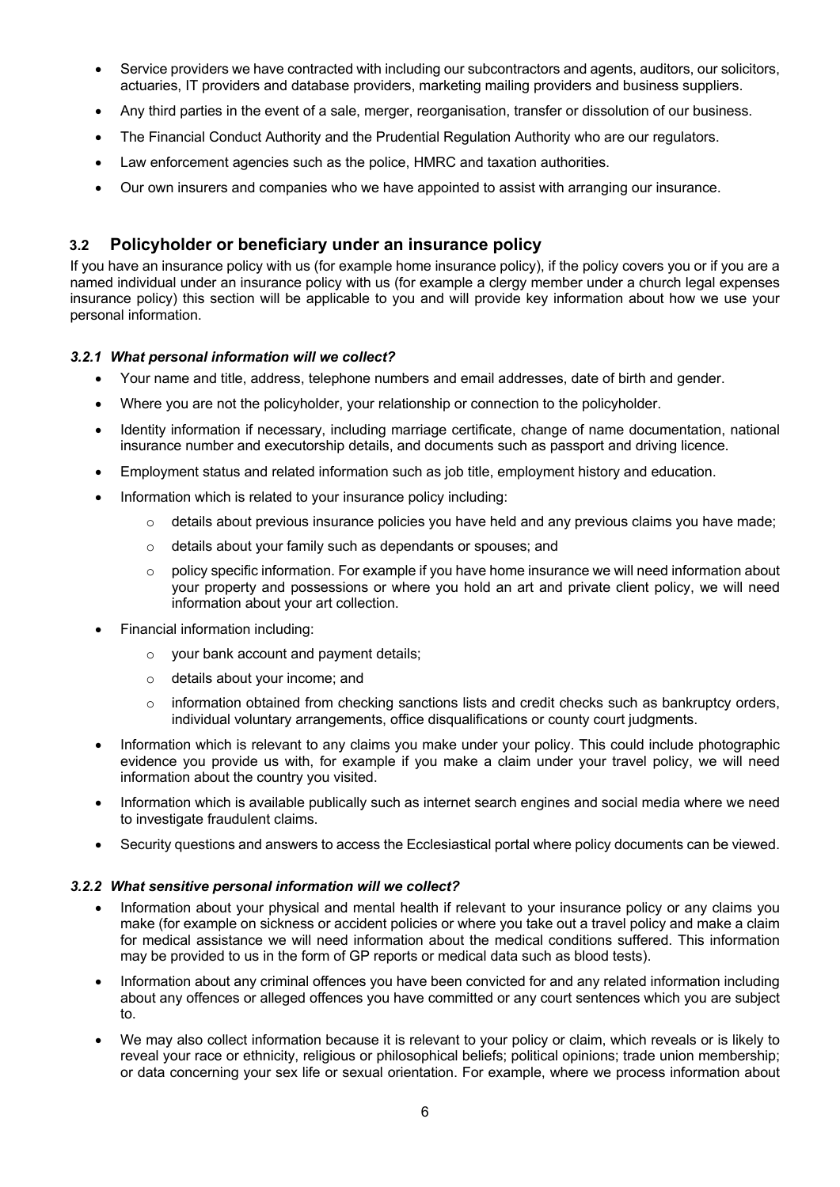- Service providers we have contracted with including our subcontractors and agents, auditors, our solicitors, actuaries, IT providers and database providers, marketing mailing providers and business suppliers.
- Any third parties in the event of a sale, merger, reorganisation, transfer or dissolution of our business.
- The Financial Conduct Authority and the Prudential Regulation Authority who are our regulators.
- Law enforcement agencies such as the police, HMRC and taxation authorities.
- Our own insurers and companies who we have appointed to assist with arranging our insurance.

## 3.2 Policyholder or beneficiary under an insurance policy

If you have an insurance policy with us (for example home insurance policy), if the policy covers you or if you are a named individual under an insurance policy with us (for example a clergy member under a church legal expenses insurance policy) this section will be applicable to you and will provide key information about how we use your personal information.

### *3.2.1 What personal information will we collect?*

- Your name and title, address, telephone numbers and email addresses, date of birth and gender.
- Where you are not the policyholder, your relationship or connection to the policyholder.
- Identity information if necessary, including marriage certificate, change of name documentation, national insurance number and executorship details, and documents such as passport and driving licence.
- Employment status and related information such as job title, employment history and education.
- Information which is related to your insurance policy including:
  - details about previous insurance policies you have held and any previous claims you have made;
  - details about your family such as dependants or spouses; and
  - policy specific information. For example if you have home insurance we will need information about your property and possessions or where you hold an art and private client policy, we will need information about your art collection.
- Financial information including:
  - your bank account and payment details;
  - details about your income; and
  - information obtained from checking sanctions lists and credit checks such as bankruptcy orders, individual voluntary arrangements, office disqualifications or county court judgments.
- Information which is relevant to any claims you make under your policy. This could include photographic evidence you provide us with, for example if you make a claim under your travel policy, we will need information about the country you visited.
- Information which is available publically such as internet search engines and social media where we need to investigate fraudulent claims.
- Security questions and answers to access the Ecclesiastical portal where policy documents can be viewed.

### *3.2.2 What sensitive personal information will we collect?*

- Information about your physical and mental health if relevant to your insurance policy or any claims you make (for example on sickness or accident policies or where you take out a travel policy and make a claim for medical assistance we will need information about the medical conditions suffered. This information may be provided to us in the form of GP reports or medical data such as blood tests).
- Information about any criminal offences you have been convicted for and any related information including about any offences or alleged offences you have committed or any court sentences which you are subject to.
- We may also collect information because it is relevant to your policy or claim, which reveals or is likely to reveal your race or ethnicity, religious or philosophical beliefs; political opinions; trade union membership; or data concerning your sex life or sexual orientation. For example, where we process information about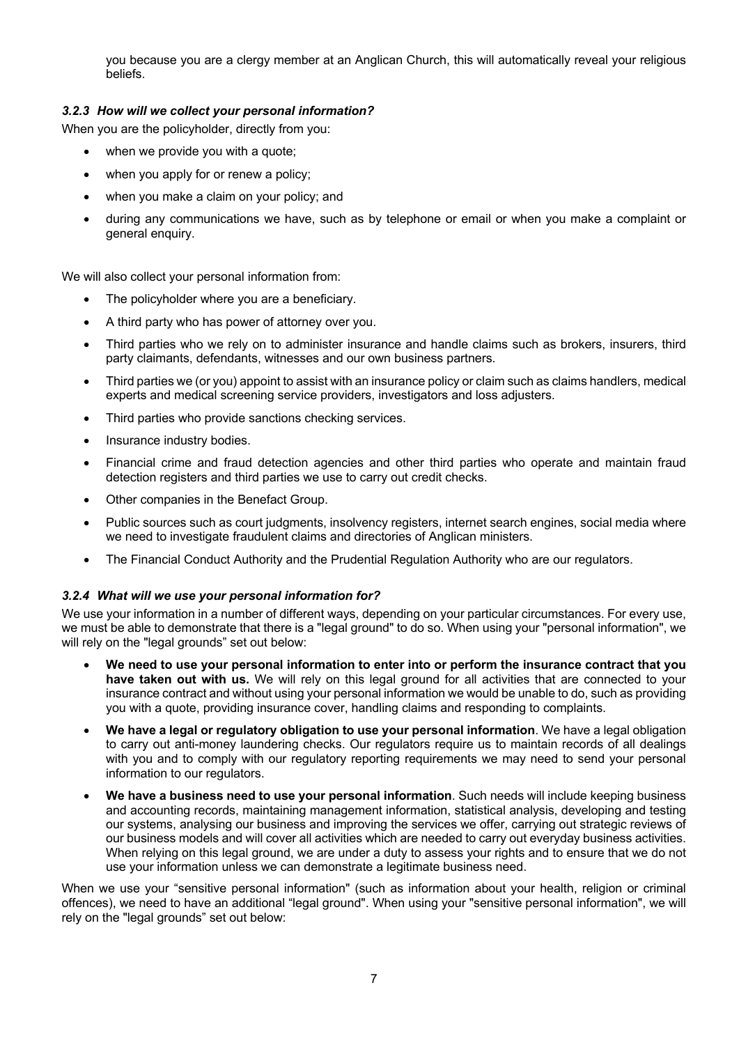you because you are a clergy member at an Anglican Church, this will automatically reveal your religious beliefs.

### *3.2.3 How will we collect your personal information?*

When you are the policyholder, directly from you:

- when we provide you with a quote;
- when you apply for or renew a policy;
- when you make a claim on your policy; and
- during any communications we have, such as by telephone or email or when you make a complaint or general enquiry.

We will also collect your personal information from:

- The policyholder where you are a beneficiary.
- A third party who has power of attorney over you.
- Third parties who we rely on to administer insurance and handle claims such as brokers, insurers, third party claimants, defendants, witnesses and our own business partners.
- Third parties we (or you) appoint to assist with an insurance policy or claim such as claims handlers, medical experts and medical screening service providers, investigators and loss adjusters.
- Third parties who provide sanctions checking services.
- Insurance industry bodies.
- Financial crime and fraud detection agencies and other third parties who operate and maintain fraud detection registers and third parties we use to carry out credit checks.
- Other companies in the Benefact Group.
- Public sources such as court judgments, insolvency registers, internet search engines, social media where we need to investigate fraudulent claims and directories of Anglican ministers.
- The Financial Conduct Authority and the Prudential Regulation Authority who are our regulators.

### *3.2.4 What will we use your personal information for?*

We use your information in a number of different ways, depending on your particular circumstances. For every use, we must be able to demonstrate that there is a "legal ground" to do so. When using your "personal information", we will rely on the "legal grounds" set out below:

- **We need to use your personal information to enter into or perform the insurance contract that you have taken out with us.** We will rely on this legal ground for all activities that are connected to your insurance contract and without using your personal information we would be unable to do, such as providing you with a quote, providing insurance cover, handling claims and responding to complaints.
- **We have a legal or regulatory obligation to use your personal information**. We have a legal obligation to carry out anti-money laundering checks. Our regulators require us to maintain records of all dealings with you and to comply with our regulatory reporting requirements we may need to send your personal information to our regulators.
- **We have a business need to use your personal information**. Such needs will include keeping business and accounting records, maintaining management information, statistical analysis, developing and testing our systems, analysing our business and improving the services we offer, carrying out strategic reviews of our business models and will cover all activities which are needed to carry out everyday business activities. When relying on this legal ground, we are under a duty to assess your rights and to ensure that we do not use your information unless we can demonstrate a legitimate business need.

When we use your "sensitive personal information" (such as information about your health, religion or criminal offences), we need to have an additional "legal ground". When using your "sensitive personal information", we will rely on the "legal grounds" set out below: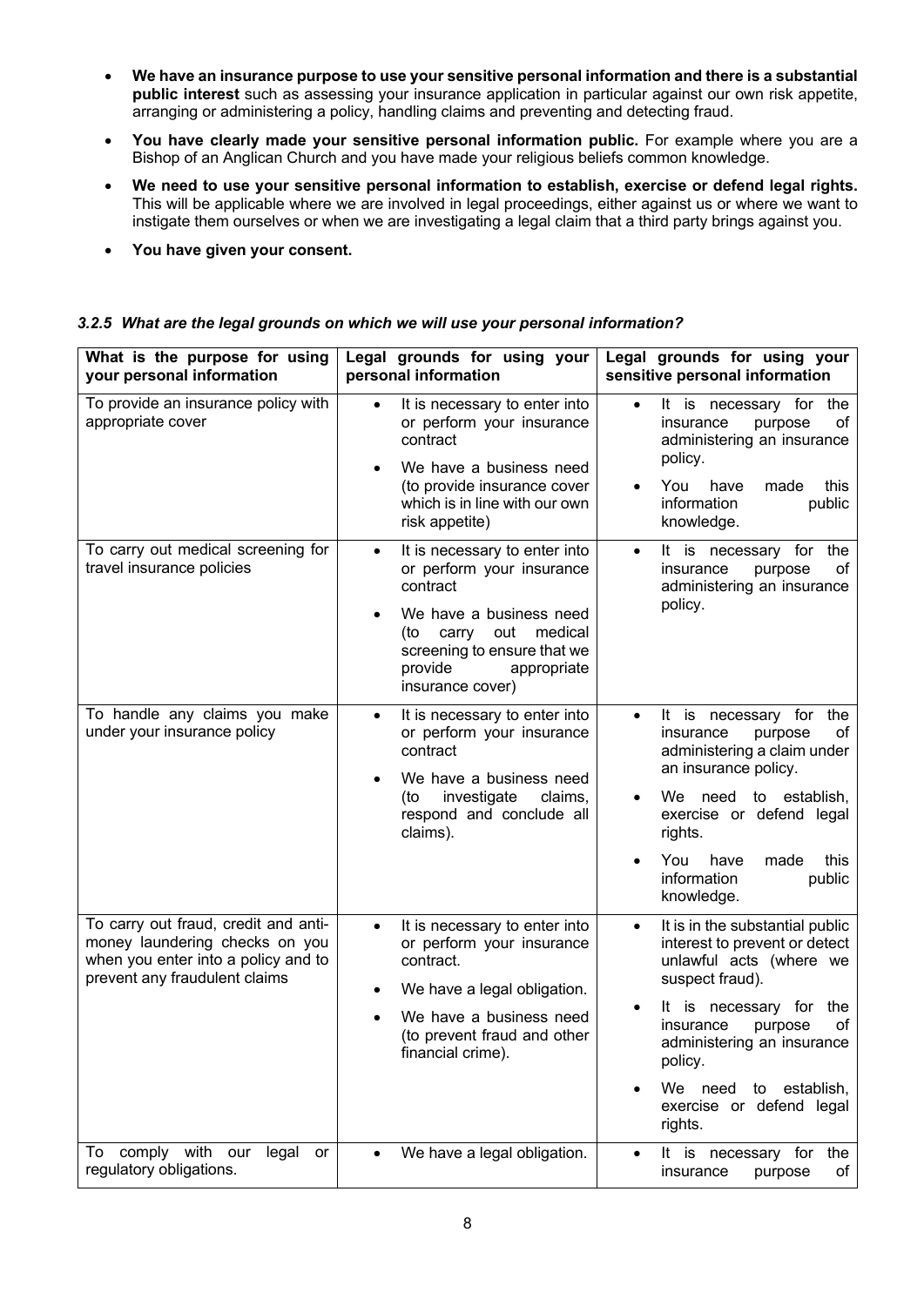- **We have an insurance purpose to use your sensitive personal information and there is a substantial public interest** such as assessing your insurance application in particular against our own risk appetite, arranging or administering a policy, handling claims and preventing and detecting fraud.
- **You have clearly made your sensitive personal information public.** For example where you are a Bishop of an Anglican Church and you have made your religious beliefs common knowledge.
- **We need to use your sensitive personal information to establish, exercise or defend legal rights.** This will be applicable where we are involved in legal proceedings, either against us or where we want to instigate them ourselves or when we are investigating a legal claim that a third party brings against you.
- **You have given your consent.**

### *3.2.5 What are the legal grounds on which we will use your personal information?*

| What is the purpose for using your personal information | Legal grounds for using your personal information | Legal grounds for using your sensitive personal information |
|---|---|---|
| To provide an insurance policy with appropriate cover | • It is necessary to enter into or perform your insurance contract<br>• We have a business need (to provide insurance cover which is in line with our own risk appetite) | • It is necessary for the insurance purpose of administering an insurance policy.<br>• You have made this information public knowledge. |
| To carry out medical screening for travel insurance policies | • It is necessary to enter into or perform your insurance contract<br>• We have a business need (to carry out medical screening to ensure that we provide appropriate insurance cover) | • It is necessary for the insurance purpose of administering an insurance policy. |
| To handle any claims you make under your insurance policy | • It is necessary to enter into or perform your insurance contract<br>• We have a business need (to investigate claims, respond and conclude all claims). | • It is necessary for the insurance purpose of administering a claim under an insurance policy.<br>• We need to establish, exercise or defend legal rights.<br>• You have made this information public knowledge. |
| To carry out fraud, credit and anti-money laundering checks on you when you enter into a policy and to prevent any fraudulent claims | • It is necessary to enter into or perform your insurance contract.<br>• We have a legal obligation.<br>• We have a business need (to prevent fraud and other financial crime). | • It is in the substantial public interest to prevent or detect unlawful acts (where we suspect fraud).<br>• It is necessary for the insurance purpose of administering an insurance policy.<br>• We need to establish, exercise or defend legal rights. |
| To comply with our legal or regulatory obligations. | • We have a legal obligation. | • It is necessary for the insurance purpose of |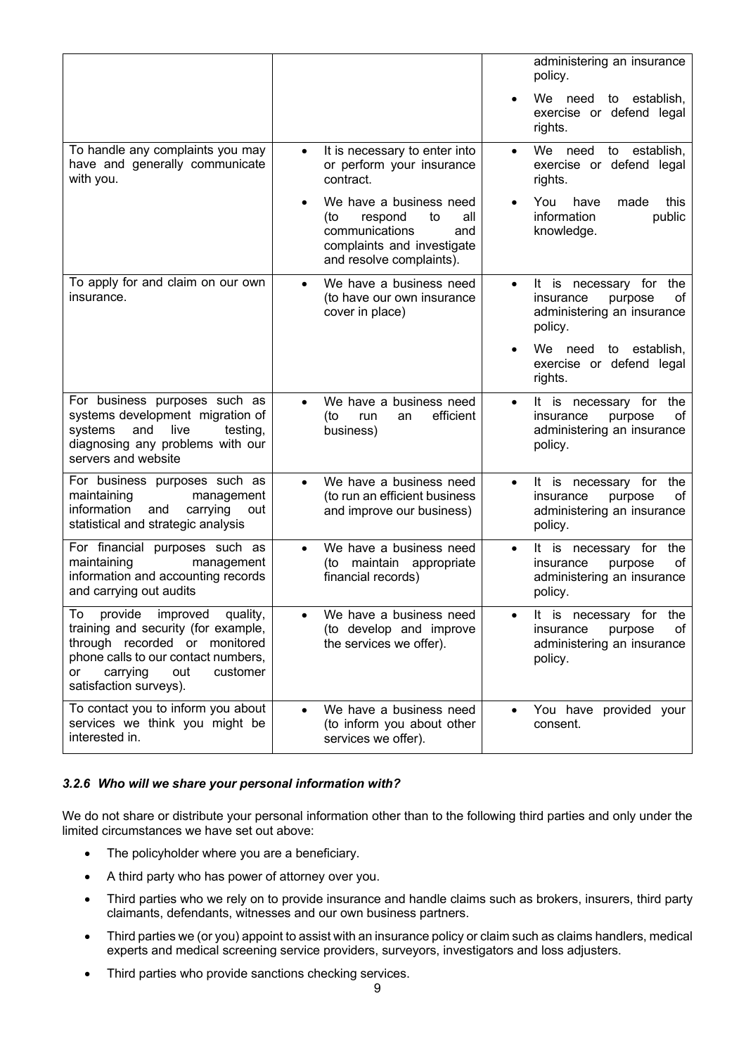| | | |
|---|---|---|
| | | • administering an insurance policy.<br>• We need to establish, exercise or defend legal rights. |
| To handle any complaints you may have and generally communicate with you. | • It is necessary to enter into or perform your insurance contract.<br>• We have a business need (to respond to all communications and complaints and investigate and resolve complaints). | • We need to establish, exercise or defend legal rights.<br>• You have made this information public knowledge. |
| To apply for and claim on our own insurance. | • We have a business need (to have our own insurance cover in place) | • It is necessary for the insurance purpose of administering an insurance policy.<br>• We need to establish, exercise or defend legal rights. |
| For business purposes such as systems development migration of systems and live testing, diagnosing any problems with our servers and website | • We have a business need (to run an efficient business) | • It is necessary for the insurance purpose of administering an insurance policy. |
| For business purposes such as maintaining management information and carrying out statistical and strategic analysis | • We have a business need (to run an efficient business and improve our business) | • It is necessary for the insurance purpose of administering an insurance policy. |
| For financial purposes such as maintaining management information and accounting records and carrying out audits | • We have a business need (to maintain appropriate financial records) | • It is necessary for the insurance purpose of administering an insurance policy. |
| To provide improved quality, training and security (for example, through recorded or monitored phone calls to our contact numbers, or carrying out customer satisfaction surveys). | • We have a business need (to develop and improve the services we offer). | • It is necessary for the insurance purpose of administering an insurance policy. |
| To contact you to inform you about services we think you might be interested in. | • We have a business need (to inform you about other services we offer). | • You have provided your consent. |

#### *3.2.6 Who will we share your personal information with?*

We do not share or distribute your personal information other than to the following third parties and only under the limited circumstances we have set out above:

- The policyholder where you are a beneficiary.
- A third party who has power of attorney over you.
- Third parties who we rely on to provide insurance and handle claims such as brokers, insurers, third party claimants, defendants, witnesses and our own business partners.
- Third parties we (or you) appoint to assist with an insurance policy or claim such as claims handlers, medical experts and medical screening service providers, surveyors, investigators and loss adjusters.
- Third parties who provide sanctions checking services.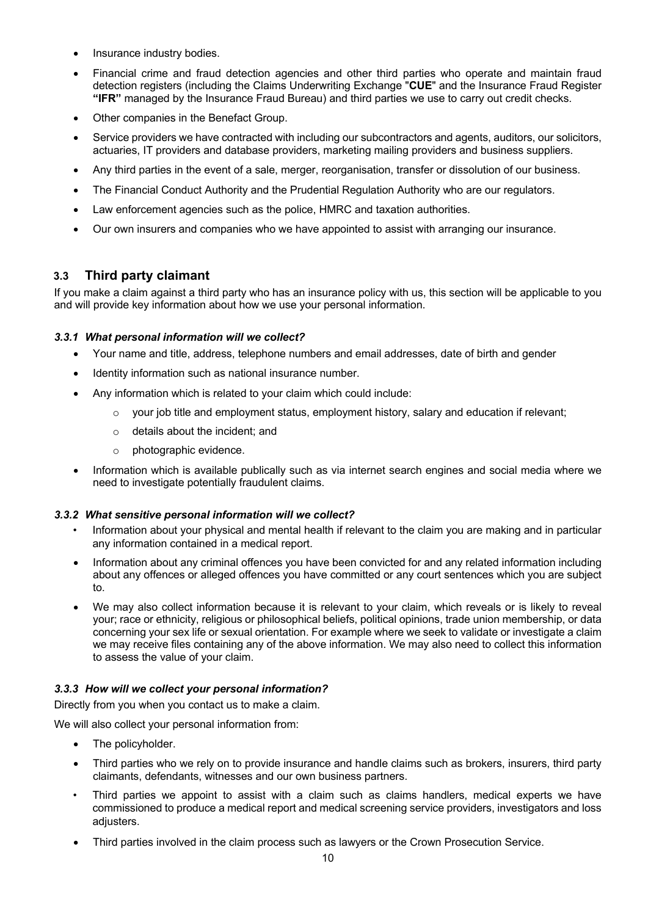- Insurance industry bodies.
- Financial crime and fraud detection agencies and other third parties who operate and maintain fraud detection registers (including the Claims Underwriting Exchange "**CUE**" and the Insurance Fraud Register **"IFR"** managed by the Insurance Fraud Bureau) and third parties we use to carry out credit checks.
- Other companies in the Benefact Group.
- Service providers we have contracted with including our subcontractors and agents, auditors, our solicitors, actuaries, IT providers and database providers, marketing mailing providers and business suppliers.
- Any third parties in the event of a sale, merger, reorganisation, transfer or dissolution of our business.
- The Financial Conduct Authority and the Prudential Regulation Authority who are our regulators.
- Law enforcement agencies such as the police, HMRC and taxation authorities.
- Our own insurers and companies who we have appointed to assist with arranging our insurance.

## 3.3 Third party claimant

If you make a claim against a third party who has an insurance policy with us, this section will be applicable to you and will provide key information about how we use your personal information.

### *3.3.1 What personal information will we collect?*

- Your name and title, address, telephone numbers and email addresses, date of birth and gender
- Identity information such as national insurance number.
- Any information which is related to your claim which could include:
  - your job title and employment status, employment history, salary and education if relevant;
  - details about the incident; and
  - photographic evidence.
- Information which is available publically such as via internet search engines and social media where we need to investigate potentially fraudulent claims.

### *3.3.2 What sensitive personal information will we collect?*

- Information about your physical and mental health if relevant to the claim you are making and in particular any information contained in a medical report.
- Information about any criminal offences you have been convicted for and any related information including about any offences or alleged offences you have committed or any court sentences which you are subject to.
- We may also collect information because it is relevant to your claim, which reveals or is likely to reveal your; race or ethnicity, religious or philosophical beliefs, political opinions, trade union membership, or data concerning your sex life or sexual orientation. For example where we seek to validate or investigate a claim we may receive files containing any of the above information. We may also need to collect this information to assess the value of your claim.

### *3.3.3 How will we collect your personal information?*

Directly from you when you contact us to make a claim.

We will also collect your personal information from:

- The policyholder.
- Third parties who we rely on to provide insurance and handle claims such as brokers, insurers, third party claimants, defendants, witnesses and our own business partners.
- Third parties we appoint to assist with a claim such as claims handlers, medical experts we have commissioned to produce a medical report and medical screening service providers, investigators and loss adjusters.
- Third parties involved in the claim process such as lawyers or the Crown Prosecution Service.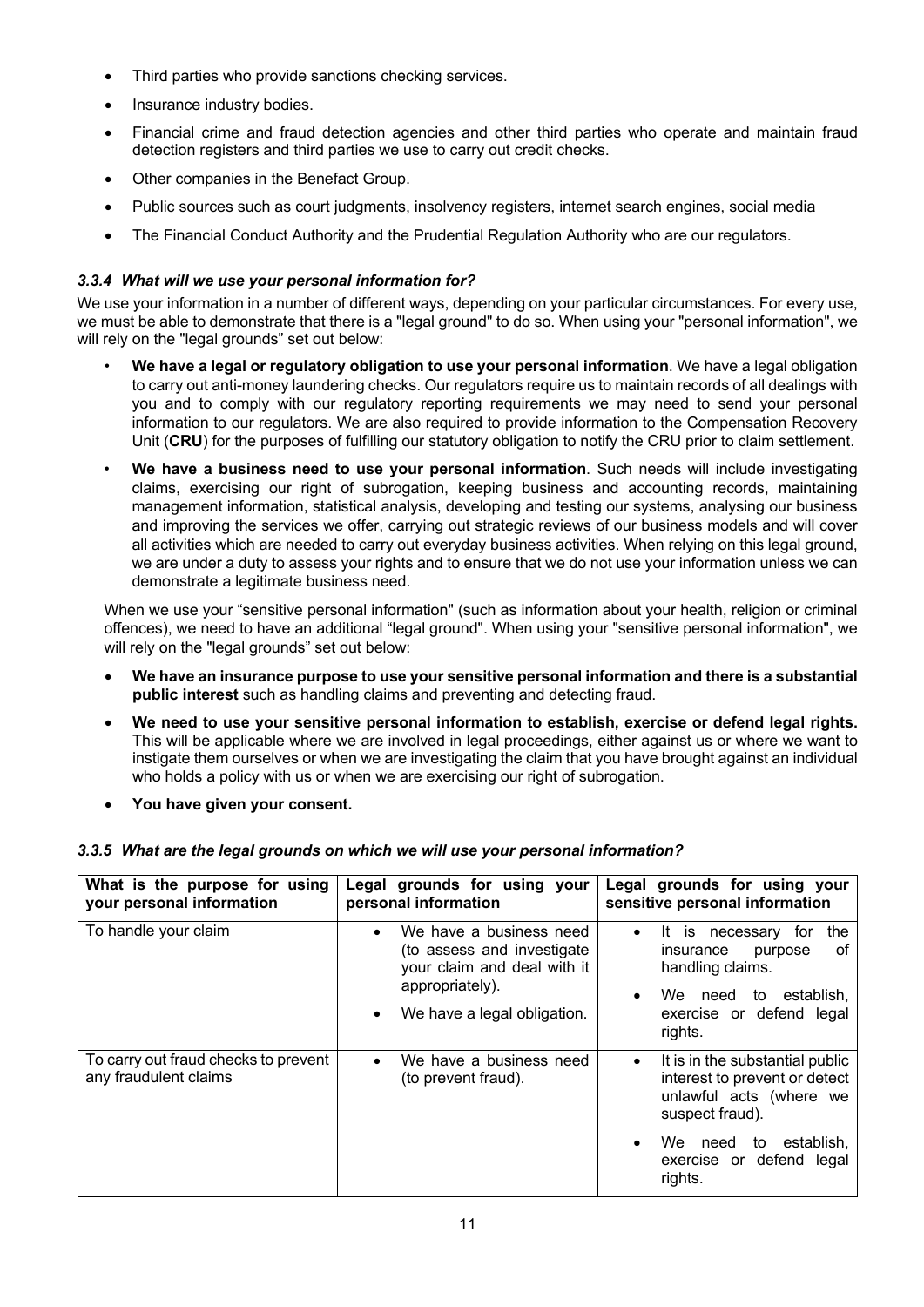- Third parties who provide sanctions checking services.
- Insurance industry bodies.
- Financial crime and fraud detection agencies and other third parties who operate and maintain fraud detection registers and third parties we use to carry out credit checks.
- Other companies in the Benefact Group.
- Public sources such as court judgments, insolvency registers, internet search engines, social media
- The Financial Conduct Authority and the Prudential Regulation Authority who are our regulators.

### *3.3.4 What will we use your personal information for?*

We use your information in a number of different ways, depending on your particular circumstances. For every use, we must be able to demonstrate that there is a "legal ground" to do so. When using your "personal information", we will rely on the "legal grounds" set out below:

- **We have a legal or regulatory obligation to use your personal information**. We have a legal obligation to carry out anti-money laundering checks. Our regulators require us to maintain records of all dealings with you and to comply with our regulatory reporting requirements we may need to send your personal information to our regulators. We are also required to provide information to the Compensation Recovery Unit (**CRU**) for the purposes of fulfilling our statutory obligation to notify the CRU prior to claim settlement.
- **We have a business need to use your personal information**. Such needs will include investigating claims, exercising our right of subrogation, keeping business and accounting records, maintaining management information, statistical analysis, developing and testing our systems, analysing our business and improving the services we offer, carrying out strategic reviews of our business models and will cover all activities which are needed to carry out everyday business activities. When relying on this legal ground, we are under a duty to assess your rights and to ensure that we do not use your information unless we can demonstrate a legitimate business need.

When we use your "sensitive personal information" (such as information about your health, religion or criminal offences), we need to have an additional "legal ground". When using your "sensitive personal information", we will rely on the "legal grounds" set out below:

- **We have an insurance purpose to use your sensitive personal information and there is a substantial public interest** such as handling claims and preventing and detecting fraud.
- **We need to use your sensitive personal information to establish, exercise or defend legal rights.** This will be applicable where we are involved in legal proceedings, either against us or where we want to instigate them ourselves or when we are investigating the claim that you have brought against an individual who holds a policy with us or when we are exercising our right of subrogation.
- **You have given your consent.**

### *3.3.5 What are the legal grounds on which we will use your personal information?*

| What is the purpose for using your personal information | Legal grounds for using your personal information | Legal grounds for using your sensitive personal information |
|---|---|---|
| To handle your claim | • We have a business need (to assess and investigate your claim and deal with it appropriately).<br>• We have a legal obligation. | • It is necessary for the insurance purpose of handling claims.<br>• We need to establish, exercise or defend legal rights. |
| To carry out fraud checks to prevent any fraudulent claims | • We have a business need (to prevent fraud). | • It is in the substantial public interest to prevent or detect unlawful acts (where we suspect fraud).<br>• We need to establish, exercise or defend legal rights. |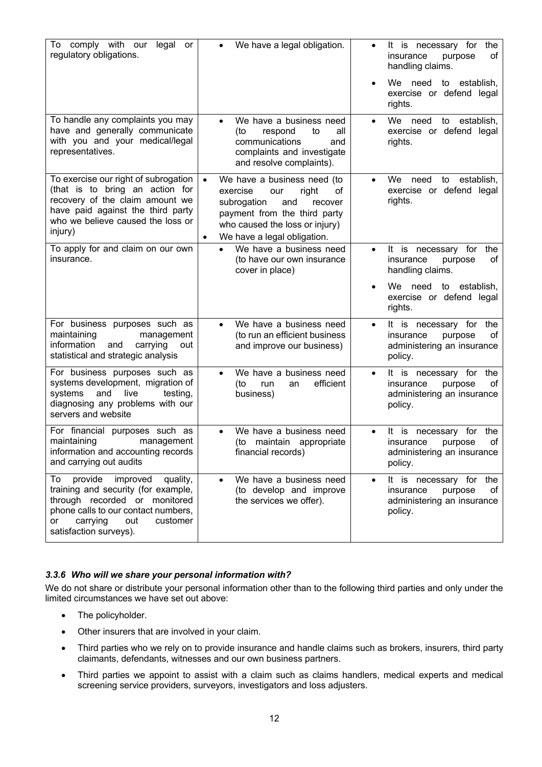| | | |
|---|---|---|
| To comply with our legal or regulatory obligations. | • We have a legal obligation. | • It is necessary for the insurance purpose of handling claims.<br>• We need to establish, exercise or defend legal rights. |
| To handle any complaints you may have and generally communicate with you and your medical/legal representatives. | • We have a business need (to respond to all communications and complaints and investigate and resolve complaints). | • We need to establish, exercise or defend legal rights. |
| To exercise our right of subrogation (that is to bring an action for recovery of the claim amount we have paid against the third party who we believe caused the loss or injury) | • We have a business need (to exercise our right of subrogation and recover payment from the third party who caused the loss or injury)<br>• We have a legal obligation. | • We need to establish, exercise or defend legal rights. |
| To apply for and claim on our own insurance. | • We have a business need (to have our own insurance cover in place) | • It is necessary for the insurance purpose of handling claims.<br>• We need to establish, exercise or defend legal rights. |
| For business purposes such as maintaining management information and carrying out statistical and strategic analysis | • We have a business need (to run an efficient business and improve our business) | • It is necessary for the insurance purpose of administering an insurance policy. |
| For business purposes such as systems development, migration of systems and live testing, diagnosing any problems with our servers and website | • We have a business need (to run an efficient business) | • It is necessary for the insurance purpose of administering an insurance policy. |
| For financial purposes such as maintaining management information and accounting records and carrying out audits | • We have a business need (to maintain appropriate financial records) | • It is necessary for the insurance purpose of administering an insurance policy. |
| To provide improved quality, training and security (for example, through recorded or monitored phone calls to our contact numbers, or carrying out customer satisfaction surveys). | • We have a business need (to develop and improve the services we offer). | • It is necessary for the insurance purpose of administering an insurance policy. |

### *3.3.6 Who will we share your personal information with?*

We do not share or distribute your personal information other than to the following third parties and only under the limited circumstances we have set out above:

- The policyholder.
- Other insurers that are involved in your claim.
- Third parties who we rely on to provide insurance and handle claims such as brokers, insurers, third party claimants, defendants, witnesses and our own business partners.
- Third parties we appoint to assist with a claim such as claims handlers, medical experts and medical screening service providers, surveyors, investigators and loss adjusters.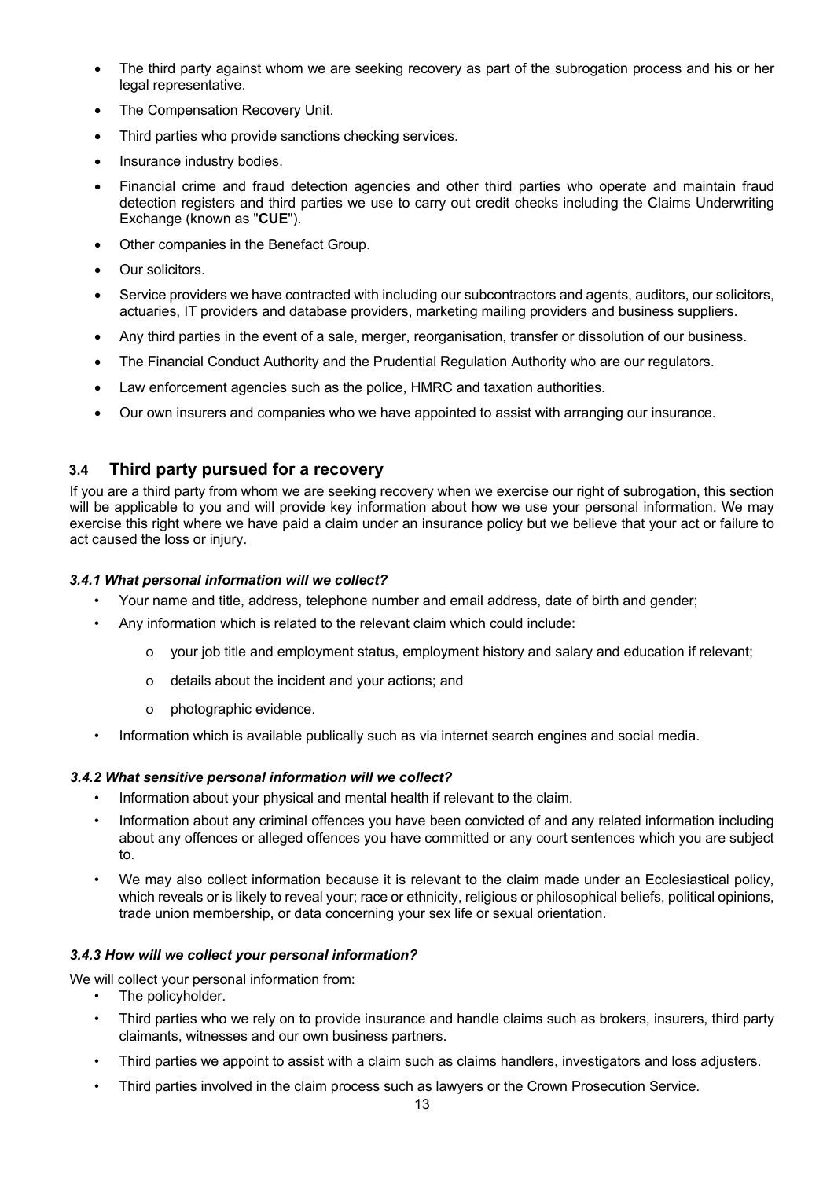- The third party against whom we are seeking recovery as part of the subrogation process and his or her legal representative.
- The Compensation Recovery Unit.
- Third parties who provide sanctions checking services.
- Insurance industry bodies.
- Financial crime and fraud detection agencies and other third parties who operate and maintain fraud detection registers and third parties we use to carry out credit checks including the Claims Underwriting Exchange (known as "**CUE**").
- Other companies in the Benefact Group.
- Our solicitors.
- Service providers we have contracted with including our subcontractors and agents, auditors, our solicitors, actuaries, IT providers and database providers, marketing mailing providers and business suppliers.
- Any third parties in the event of a sale, merger, reorganisation, transfer or dissolution of our business.
- The Financial Conduct Authority and the Prudential Regulation Authority who are our regulators.
- Law enforcement agencies such as the police, HMRC and taxation authorities.
- Our own insurers and companies who we have appointed to assist with arranging our insurance.

## 3.4 Third party pursued for a recovery

If you are a third party from whom we are seeking recovery when we exercise our right of subrogation, this section will be applicable to you and will provide key information about how we use your personal information. We may exercise this right where we have paid a claim under an insurance policy but we believe that your act or failure to act caused the loss or injury.

### *3.4.1 What personal information will we collect?*

- Your name and title, address, telephone number and email address, date of birth and gender;
- Any information which is related to the relevant claim which could include:
  - your job title and employment status, employment history and salary and education if relevant;
  - details about the incident and your actions; and
  - photographic evidence.
- Information which is available publically such as via internet search engines and social media.

### *3.4.2 What sensitive personal information will we collect?*

- Information about your physical and mental health if relevant to the claim.
- Information about any criminal offences you have been convicted of and any related information including about any offences or alleged offences you have committed or any court sentences which you are subject to.
- We may also collect information because it is relevant to the claim made under an Ecclesiastical policy, which reveals or is likely to reveal your; race or ethnicity, religious or philosophical beliefs, political opinions, trade union membership, or data concerning your sex life or sexual orientation.

### *3.4.3 How will we collect your personal information?*

We will collect your personal information from:

- The policyholder.
- Third parties who we rely on to provide insurance and handle claims such as brokers, insurers, third party claimants, witnesses and our own business partners.
- Third parties we appoint to assist with a claim such as claims handlers, investigators and loss adjusters.
- Third parties involved in the claim process such as lawyers or the Crown Prosecution Service.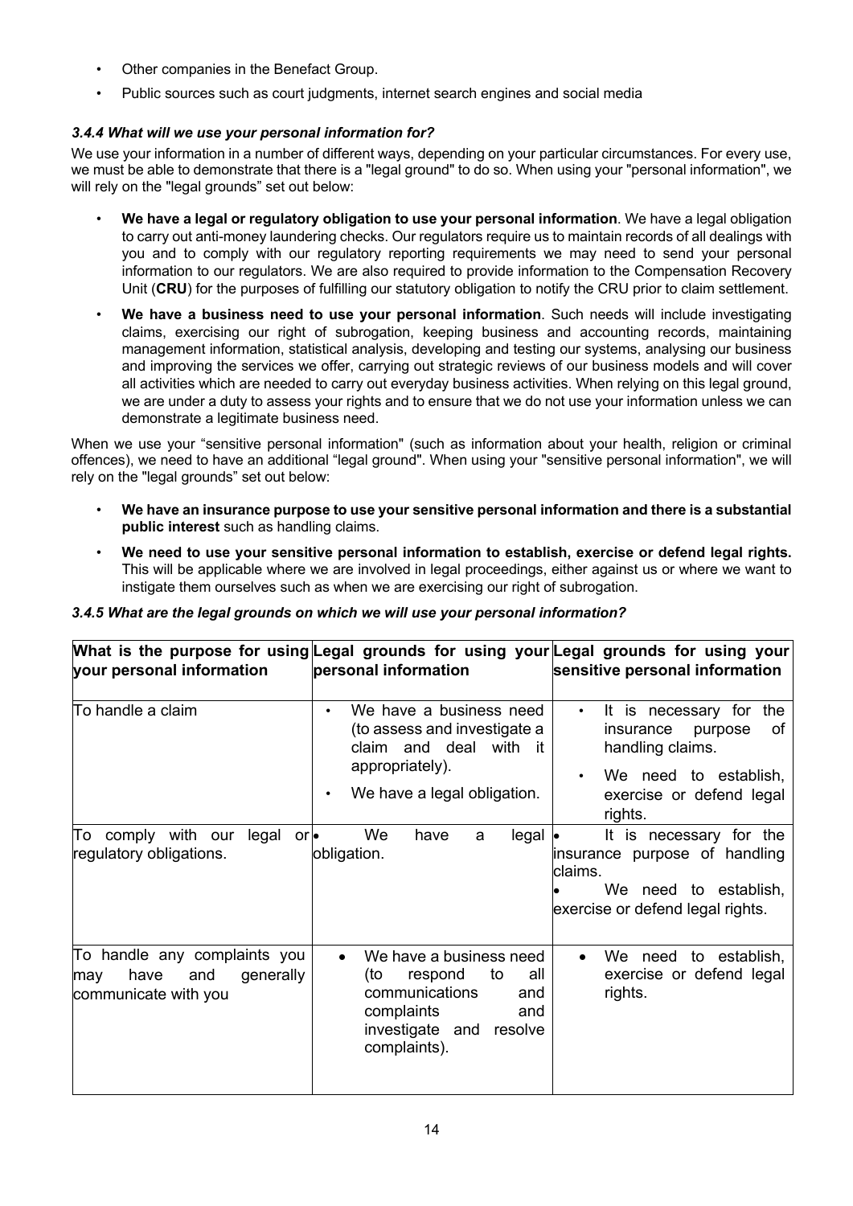- Other companies in the Benefact Group.
- Public sources such as court judgments, internet search engines and social media

#### *3.4.4 What will we use your personal information for?*

We use your information in a number of different ways, depending on your particular circumstances. For every use, we must be able to demonstrate that there is a "legal ground" to do so. When using your "personal information", we will rely on the "legal grounds" set out below:

- **We have a legal or regulatory obligation to use your personal information**. We have a legal obligation to carry out anti-money laundering checks. Our regulators require us to maintain records of all dealings with you and to comply with our regulatory reporting requirements we may need to send your personal information to our regulators. We are also required to provide information to the Compensation Recovery Unit (**CRU**) for the purposes of fulfilling our statutory obligation to notify the CRU prior to claim settlement.
- **We have a business need to use your personal information**. Such needs will include investigating claims, exercising our right of subrogation, keeping business and accounting records, maintaining management information, statistical analysis, developing and testing our systems, analysing our business and improving the services we offer, carrying out strategic reviews of our business models and will cover all activities which are needed to carry out everyday business activities. When relying on this legal ground, we are under a duty to assess your rights and to ensure that we do not use your information unless we can demonstrate a legitimate business need.

When we use your "sensitive personal information" (such as information about your health, religion or criminal offences), we need to have an additional "legal ground". When using your "sensitive personal information", we will rely on the "legal grounds" set out below:

- **We have an insurance purpose to use your sensitive personal information and there is a substantial public interest** such as handling claims.
- **We need to use your sensitive personal information to establish, exercise or defend legal rights.** This will be applicable where we are involved in legal proceedings, either against us or where we want to instigate them ourselves such as when we are exercising our right of subrogation.

#### *3.4.5 What are the legal grounds on which we will use your personal information?*

| What is the purpose for using your personal information | Legal grounds for using your personal information | Legal grounds for using your sensitive personal information |
|---|---|---|
| To handle a claim | • We have a business need (to assess and investigate a claim and deal with it appropriately).<br>• We have a legal obligation. | • It is necessary for the insurance purpose of handling claims.<br>• We need to establish, exercise or defend legal rights. |
| To comply with our legal or regulatory obligations. | • We have a legal obligation. | • It is necessary for the insurance purpose of handling claims.<br>• We need to establish, exercise or defend legal rights. |
| To handle any complaints you may have and generally communicate with you | • We have a business need (to respond to all communications and complaints and investigate and resolve complaints). | • We need to establish, exercise or defend legal rights. |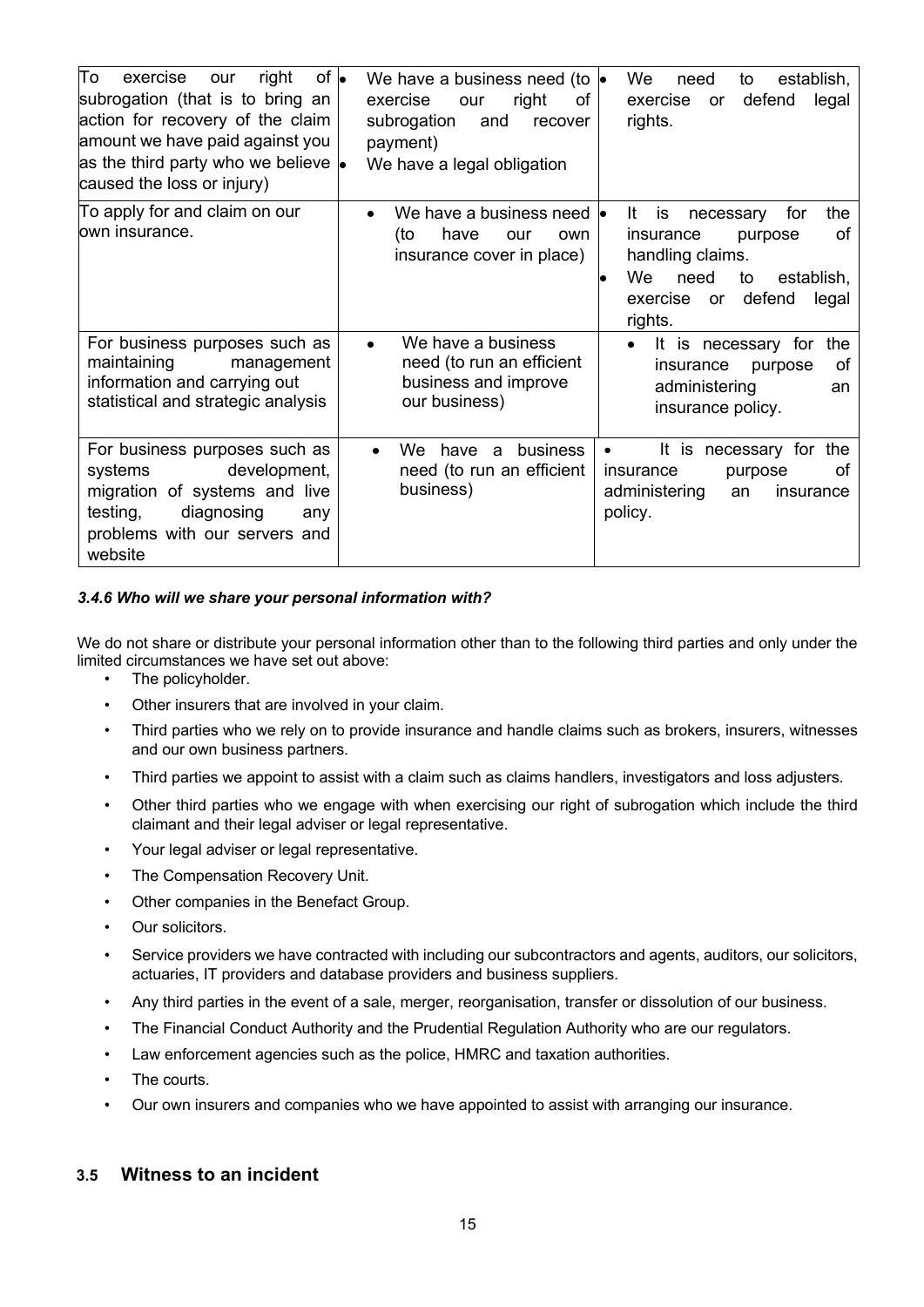| | | |
|---|---|---|
| To exercise our right of subrogation (that is to bring an action for recovery of the claim amount we have paid against you as the third party who we believe caused the loss or injury) | • We have a business need (to exercise our right of subrogation and recover payment)<br>• We have a legal obligation | • We need to establish, exercise or defend legal rights. |
| To apply for and claim on our own insurance. | • We have a business need (to have our own insurance cover in place) | • It is necessary for the insurance purpose of handling claims.<br>• We need to establish, exercise or defend legal rights. |
| For business purposes such as maintaining management information and carrying out statistical and strategic analysis | • We have a business need (to run an efficient business and improve our business) | • It is necessary for the insurance purpose of administering an insurance policy. |
| For business purposes such as systems development, migration of systems and live testing, diagnosing any problems with our servers and website | • We have a business need (to run an efficient business) | • It is necessary for the insurance purpose of administering an insurance policy. |

***3.4.6 Who will we share your personal information with?***

We do not share or distribute your personal information other than to the following third parties and only under the limited circumstances we have set out above:

- The policyholder.
- Other insurers that are involved in your claim.
- Third parties who we rely on to provide insurance and handle claims such as brokers, insurers, witnesses and our own business partners.
- Third parties we appoint to assist with a claim such as claims handlers, investigators and loss adjusters.
- Other third parties who we engage with when exercising our right of subrogation which include the third claimant and their legal adviser or legal representative.
- Your legal adviser or legal representative.
- The Compensation Recovery Unit.
- Other companies in the Benefact Group.
- Our solicitors.
- Service providers we have contracted with including our subcontractors and agents, auditors, our solicitors, actuaries, IT providers and database providers and business suppliers.
- Any third parties in the event of a sale, merger, reorganisation, transfer or dissolution of our business.
- The Financial Conduct Authority and the Prudential Regulation Authority who are our regulators.
- Law enforcement agencies such as the police, HMRC and taxation authorities.
- The courts.
- Our own insurers and companies who we have appointed to assist with arranging our insurance.

## 3.5 Witness to an incident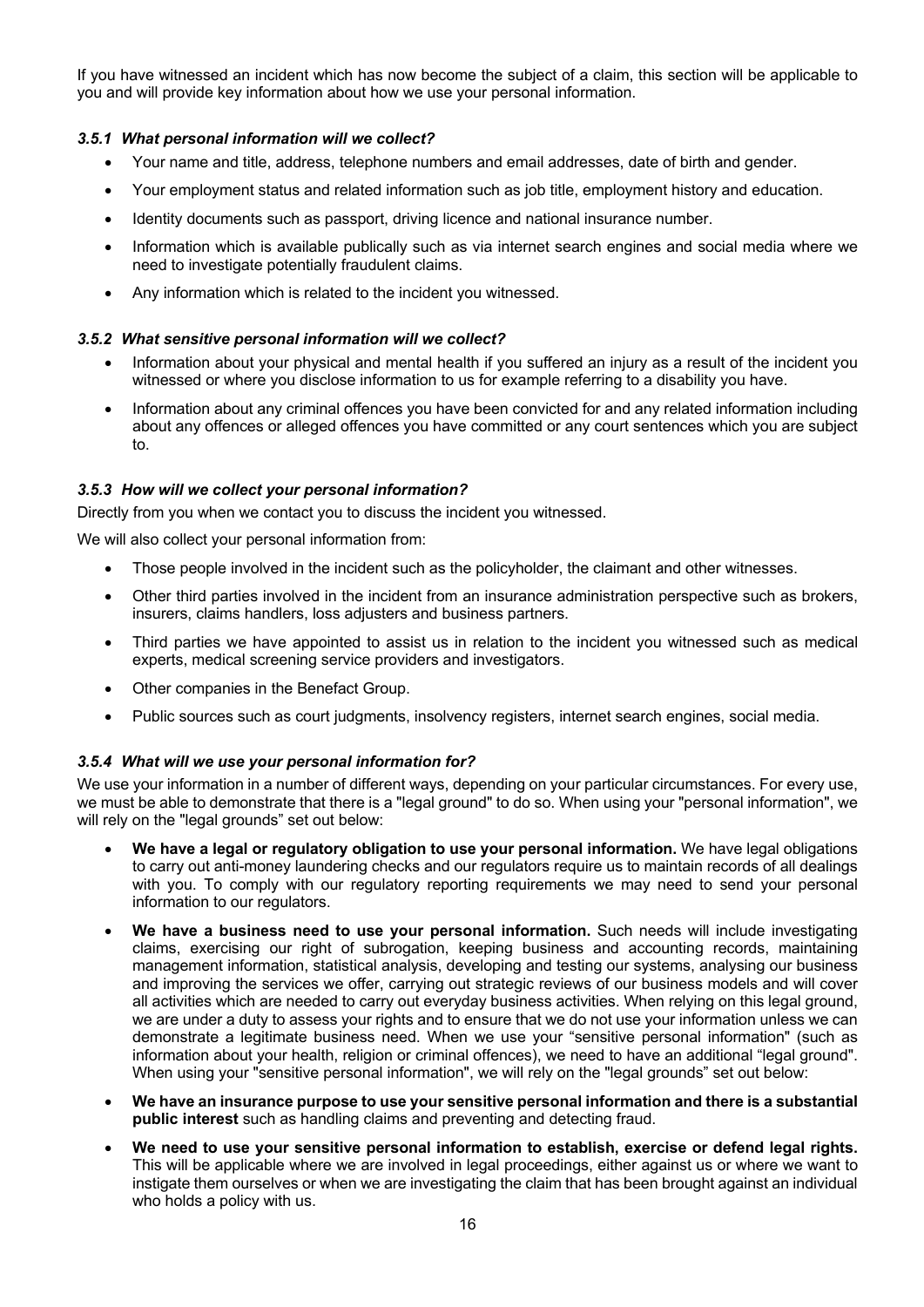If you have witnessed an incident which has now become the subject of a claim, this section will be applicable to you and will provide key information about how we use your personal information.

#### *3.5.1 What personal information will we collect?*

- Your name and title, address, telephone numbers and email addresses, date of birth and gender.
- Your employment status and related information such as job title, employment history and education.
- Identity documents such as passport, driving licence and national insurance number.
- Information which is available publically such as via internet search engines and social media where we need to investigate potentially fraudulent claims.
- Any information which is related to the incident you witnessed.

#### *3.5.2 What sensitive personal information will we collect?*

- Information about your physical and mental health if you suffered an injury as a result of the incident you witnessed or where you disclose information to us for example referring to a disability you have.
- Information about any criminal offences you have been convicted for and any related information including about any offences or alleged offences you have committed or any court sentences which you are subject to.

#### *3.5.3 How will we collect your personal information?*

Directly from you when we contact you to discuss the incident you witnessed.

We will also collect your personal information from:

- Those people involved in the incident such as the policyholder, the claimant and other witnesses.
- Other third parties involved in the incident from an insurance administration perspective such as brokers, insurers, claims handlers, loss adjusters and business partners.
- Third parties we have appointed to assist us in relation to the incident you witnessed such as medical experts, medical screening service providers and investigators.
- Other companies in the Benefact Group.
- Public sources such as court judgments, insolvency registers, internet search engines, social media.

#### *3.5.4 What will we use your personal information for?*

We use your information in a number of different ways, depending on your particular circumstances. For every use, we must be able to demonstrate that there is a "legal ground" to do so. When using your "personal information", we will rely on the "legal grounds" set out below:

- **We have a legal or regulatory obligation to use your personal information.** We have legal obligations to carry out anti-money laundering checks and our regulators require us to maintain records of all dealings with you. To comply with our regulatory reporting requirements we may need to send your personal information to our regulators.
- **We have a business need to use your personal information.** Such needs will include investigating claims, exercising our right of subrogation, keeping business and accounting records, maintaining management information, statistical analysis, developing and testing our systems, analysing our business and improving the services we offer, carrying out strategic reviews of our business models and will cover all activities which are needed to carry out everyday business activities. When relying on this legal ground, we are under a duty to assess your rights and to ensure that we do not use your information unless we can demonstrate a legitimate business need. When we use your "sensitive personal information" (such as information about your health, religion or criminal offences), we need to have an additional "legal ground". When using your "sensitive personal information", we will rely on the "legal grounds" set out below:
- **We have an insurance purpose to use your sensitive personal information and there is a substantial public interest** such as handling claims and preventing and detecting fraud.
- **We need to use your sensitive personal information to establish, exercise or defend legal rights.** This will be applicable where we are involved in legal proceedings, either against us or where we want to instigate them ourselves or when we are investigating the claim that has been brought against an individual who holds a policy with us.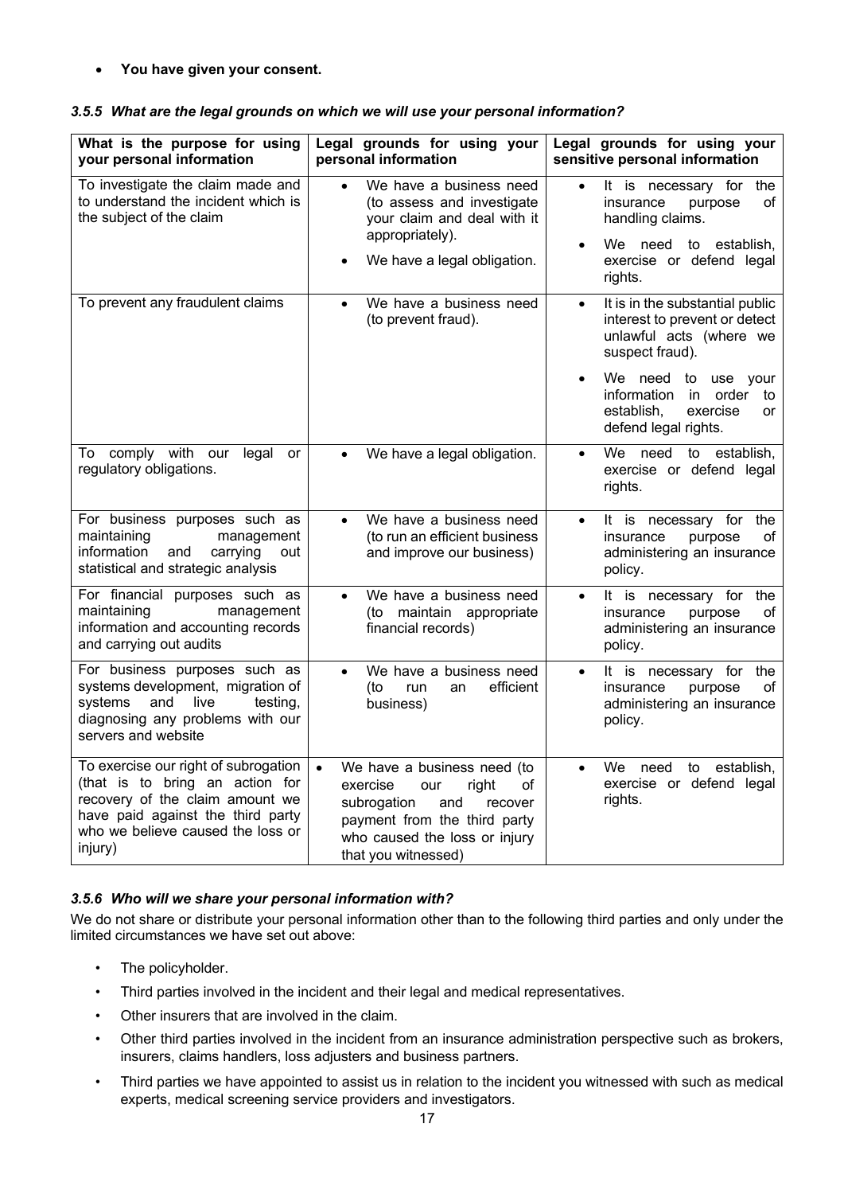- **You have given your consent.**

### *3.5.5 What are the legal grounds on which we will use your personal information?*

| What is the purpose for using your personal information | Legal grounds for using your personal information | Legal grounds for using your sensitive personal information |
|---|---|---|
| To investigate the claim made and to understand the incident which is the subject of the claim | • We have a business need (to assess and investigate your claim and deal with it appropriately).<br>• We have a legal obligation. | • It is necessary for the insurance purpose of handling claims.<br>• We need to establish, exercise or defend legal rights. |
| To prevent any fraudulent claims | • We have a business need (to prevent fraud). | • It is in the substantial public interest to prevent or detect unlawful acts (where we suspect fraud).<br>• We need to use your information in order to establish, exercise or defend legal rights. |
| To comply with our legal or regulatory obligations. | • We have a legal obligation. | • We need to establish, exercise or defend legal rights. |
| For business purposes such as maintaining management information and carrying out statistical and strategic analysis | • We have a business need (to run an efficient business and improve our business) | • It is necessary for the insurance purpose of administering an insurance policy. |
| For financial purposes such as maintaining management information and accounting records and carrying out audits | • We have a business need (to maintain appropriate financial records) | • It is necessary for the insurance purpose of administering an insurance policy. |
| For business purposes such as systems development, migration of systems and live testing, diagnosing any problems with our servers and website | • We have a business need (to run an efficient business) | • It is necessary for the insurance purpose of administering an insurance policy. |
| To exercise our right of subrogation (that is to bring an action for recovery of the claim amount we have paid against the third party who we believe caused the loss or injury) | • We have a business need (to exercise our right of subrogation and recover payment from the third party who caused the loss or injury that you witnessed) | • We need to establish, exercise or defend legal rights. |

### *3.5.6 Who will we share your personal information with?*

We do not share or distribute your personal information other than to the following third parties and only under the limited circumstances we have set out above:

- The policyholder.
- Third parties involved in the incident and their legal and medical representatives.
- Other insurers that are involved in the claim.
- Other third parties involved in the incident from an insurance administration perspective such as brokers, insurers, claims handlers, loss adjusters and business partners.
- Third parties we have appointed to assist us in relation to the incident you witnessed with such as medical experts, medical screening service providers and investigators.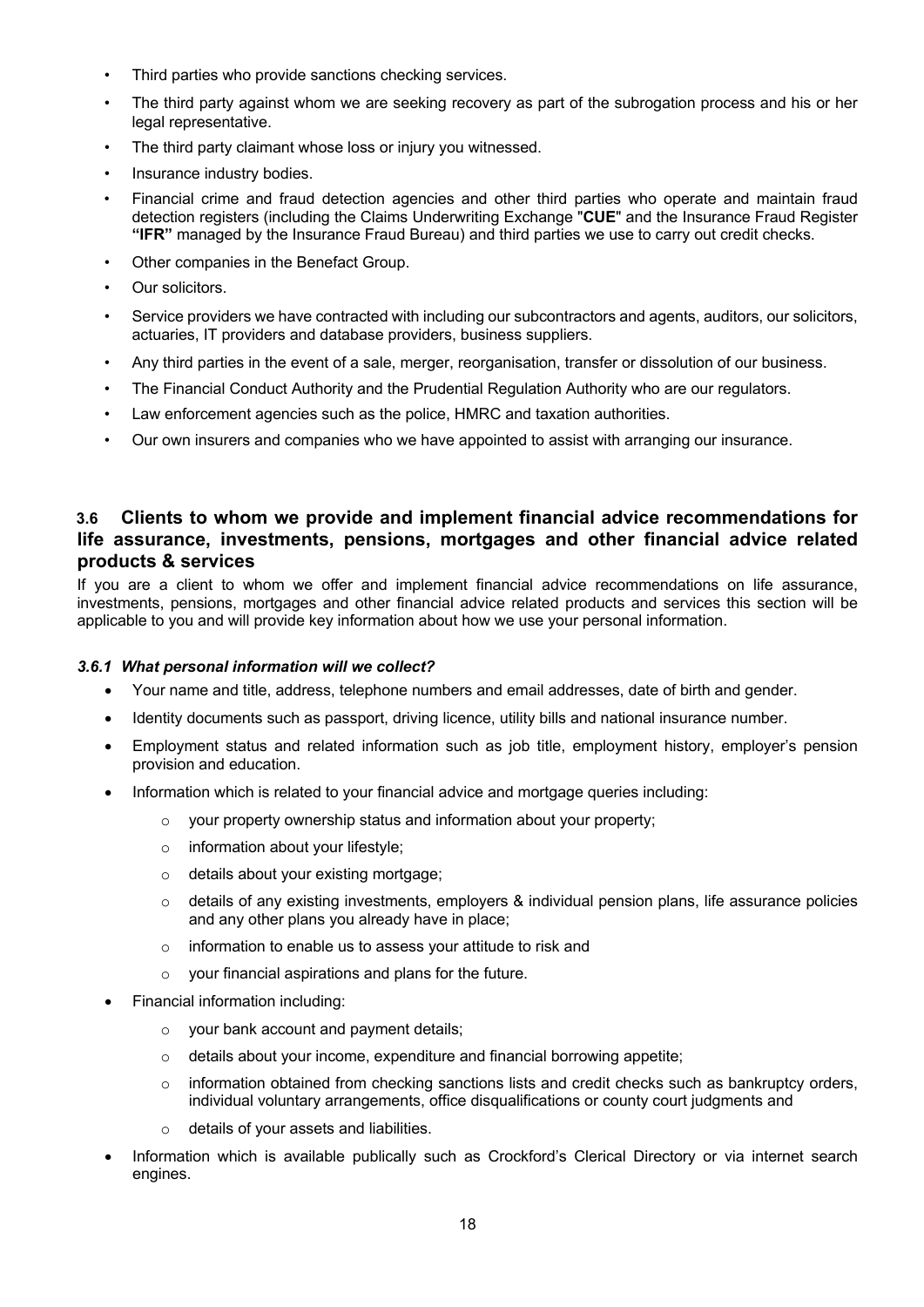- Third parties who provide sanctions checking services.
- The third party against whom we are seeking recovery as part of the subrogation process and his or her legal representative.
- The third party claimant whose loss or injury you witnessed.
- Insurance industry bodies.
- Financial crime and fraud detection agencies and other third parties who operate and maintain fraud detection registers (including the Claims Underwriting Exchange "**CUE**" and the Insurance Fraud Register **"IFR"** managed by the Insurance Fraud Bureau) and third parties we use to carry out credit checks.
- Other companies in the Benefact Group.
- Our solicitors.
- Service providers we have contracted with including our subcontractors and agents, auditors, our solicitors, actuaries, IT providers and database providers, business suppliers.
- Any third parties in the event of a sale, merger, reorganisation, transfer or dissolution of our business.
- The Financial Conduct Authority and the Prudential Regulation Authority who are our regulators.
- Law enforcement agencies such as the police, HMRC and taxation authorities.
- Our own insurers and companies who we have appointed to assist with arranging our insurance.

### 3.6 Clients to whom we provide and implement financial advice recommendations for life assurance, investments, pensions, mortgages and other financial advice related products & services

If you are a client to whom we offer and implement financial advice recommendations on life assurance, investments, pensions, mortgages and other financial advice related products and services this section will be applicable to you and will provide key information about how we use your personal information.

#### *3.6.1 What personal information will we collect?*

- Your name and title, address, telephone numbers and email addresses, date of birth and gender.
- Identity documents such as passport, driving licence, utility bills and national insurance number.
- Employment status and related information such as job title, employment history, employer's pension provision and education.
- Information which is related to your financial advice and mortgage queries including:
  - your property ownership status and information about your property;
  - information about your lifestyle;
  - details about your existing mortgage;
  - details of any existing investments, employers & individual pension plans, life assurance policies and any other plans you already have in place;
  - information to enable us to assess your attitude to risk and
  - your financial aspirations and plans for the future.
- Financial information including:
  - your bank account and payment details;
  - details about your income, expenditure and financial borrowing appetite;
  - information obtained from checking sanctions lists and credit checks such as bankruptcy orders, individual voluntary arrangements, office disqualifications or county court judgments and
  - details of your assets and liabilities.
- Information which is available publically such as Crockford's Clerical Directory or via internet search engines.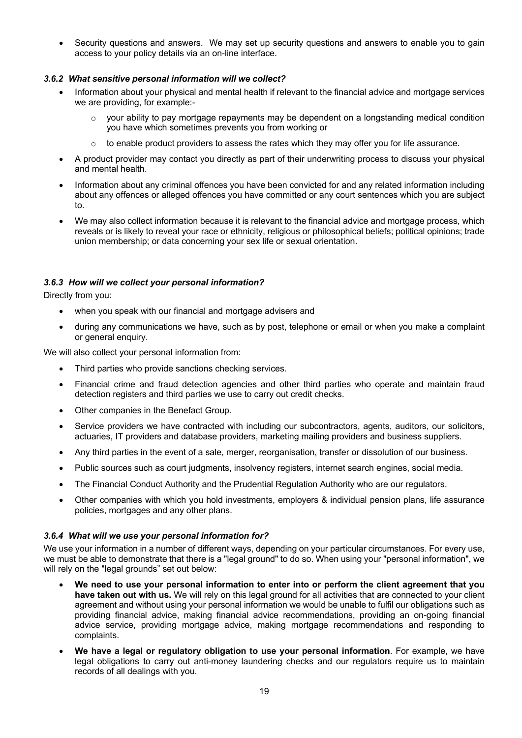- Security questions and answers. We may set up security questions and answers to enable you to gain access to your policy details via an on-line interface.

#### *3.6.2 What sensitive personal information will we collect?*

- Information about your physical and mental health if relevant to the financial advice and mortgage services we are providing, for example:-
  - your ability to pay mortgage repayments may be dependent on a longstanding medical condition you have which sometimes prevents you from working or
  - to enable product providers to assess the rates which they may offer you for life assurance.
- A product provider may contact you directly as part of their underwriting process to discuss your physical and mental health.
- Information about any criminal offences you have been convicted for and any related information including about any offences or alleged offences you have committed or any court sentences which you are subject to.
- We may also collect information because it is relevant to the financial advice and mortgage process, which reveals or is likely to reveal your race or ethnicity, religious or philosophical beliefs; political opinions; trade union membership; or data concerning your sex life or sexual orientation.

#### *3.6.3 How will we collect your personal information?*

Directly from you:

- when you speak with our financial and mortgage advisers and
- during any communications we have, such as by post, telephone or email or when you make a complaint or general enquiry.

We will also collect your personal information from:

- Third parties who provide sanctions checking services.
- Financial crime and fraud detection agencies and other third parties who operate and maintain fraud detection registers and third parties we use to carry out credit checks.
- Other companies in the Benefact Group.
- Service providers we have contracted with including our subcontractors, agents, auditors, our solicitors, actuaries, IT providers and database providers, marketing mailing providers and business suppliers.
- Any third parties in the event of a sale, merger, reorganisation, transfer or dissolution of our business.
- Public sources such as court judgments, insolvency registers, internet search engines, social media.
- The Financial Conduct Authority and the Prudential Regulation Authority who are our regulators.
- Other companies with which you hold investments, employers & individual pension plans, life assurance policies, mortgages and any other plans.

#### *3.6.4 What will we use your personal information for?*

We use your information in a number of different ways, depending on your particular circumstances. For every use, we must be able to demonstrate that there is a "legal ground" to do so. When using your "personal information", we will rely on the "legal grounds" set out below:

- **We need to use your personal information to enter into or perform the client agreement that you have taken out with us.** We will rely on this legal ground for all activities that are connected to your client agreement and without using your personal information we would be unable to fulfil our obligations such as providing financial advice, making financial advice recommendations, providing an on-going financial advice service, providing mortgage advice, making mortgage recommendations and responding to complaints.
- **We have a legal or regulatory obligation to use your personal information**. For example, we have legal obligations to carry out anti-money laundering checks and our regulators require us to maintain records of all dealings with you.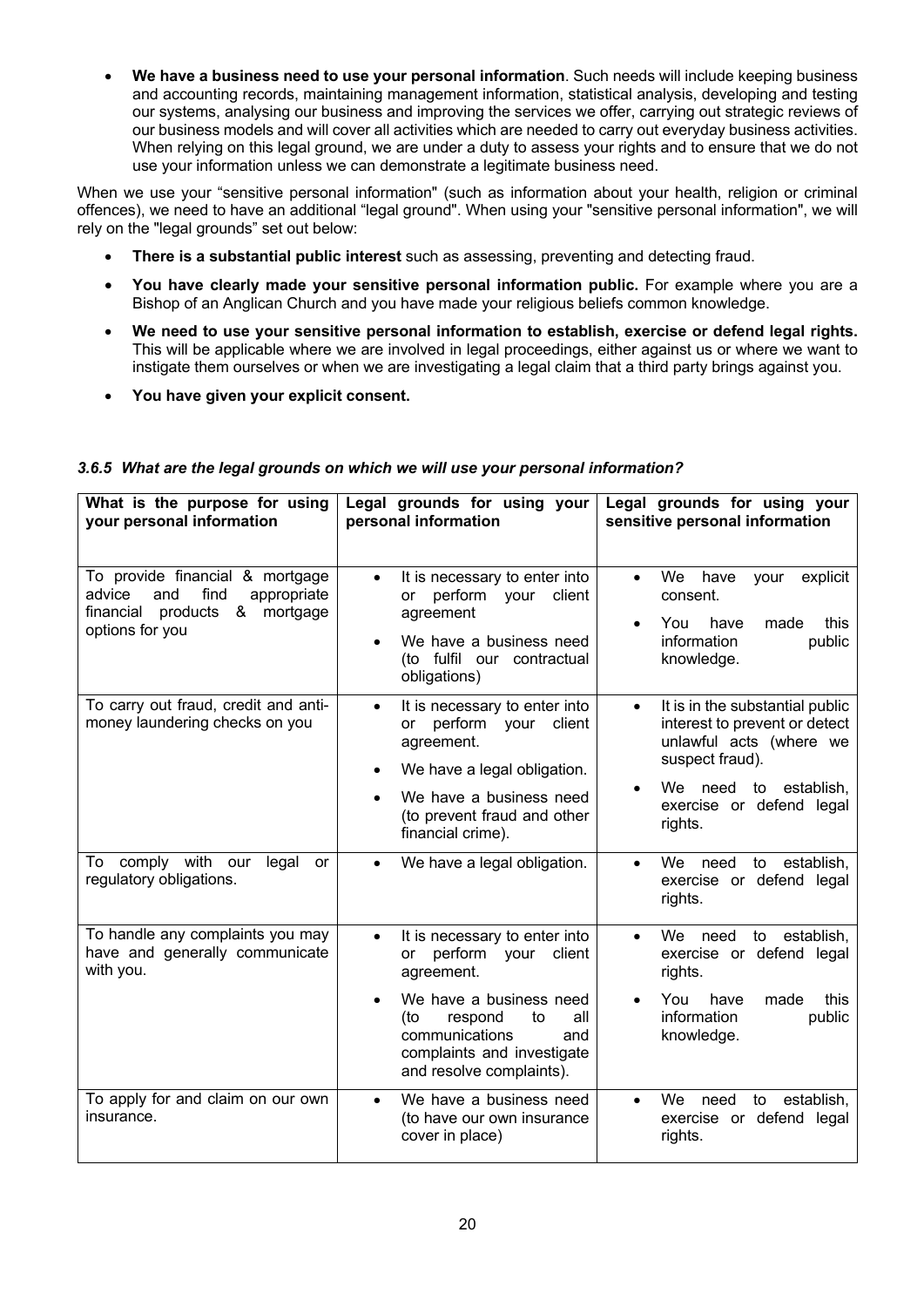- **We have a business need to use your personal information**. Such needs will include keeping business and accounting records, maintaining management information, statistical analysis, developing and testing our systems, analysing our business and improving the services we offer, carrying out strategic reviews of our business models and will cover all activities which are needed to carry out everyday business activities. When relying on this legal ground, we are under a duty to assess your rights and to ensure that we do not use your information unless we can demonstrate a legitimate business need.

When we use your "sensitive personal information" (such as information about your health, religion or criminal offences), we need to have an additional "legal ground". When using your "sensitive personal information", we will rely on the "legal grounds" set out below:

- **There is a substantial public interest** such as assessing, preventing and detecting fraud.
- **You have clearly made your sensitive personal information public.** For example where you are a Bishop of an Anglican Church and you have made your religious beliefs common knowledge.
- **We need to use your sensitive personal information to establish, exercise or defend legal rights.** This will be applicable where we are involved in legal proceedings, either against us or where we want to instigate them ourselves or when we are investigating a legal claim that a third party brings against you.
- **You have given your explicit consent.**

### *3.6.5 What are the legal grounds on which we will use your personal information?*

| What is the purpose for using your personal information | Legal grounds for using your personal information | Legal grounds for using your sensitive personal information |
|---|---|---|
| To provide financial & mortgage advice and find appropriate financial products & mortgage options for you | • It is necessary to enter into or perform your client agreement<br>• We have a business need (to fulfil our contractual obligations) | • We have your explicit consent.<br>• You have made this information public knowledge. |
| To carry out fraud, credit and anti-money laundering checks on you | • It is necessary to enter into or perform your client agreement.<br>• We have a legal obligation.<br>• We have a business need (to prevent fraud and other financial crime). | • It is in the substantial public interest to prevent or detect unlawful acts (where we suspect fraud).<br>• We need to establish, exercise or defend legal rights. |
| To comply with our legal or regulatory obligations. | • We have a legal obligation. | • We need to establish, exercise or defend legal rights. |
| To handle any complaints you may have and generally communicate with you. | • It is necessary to enter into or perform your client agreement.<br>• We have a business need (to respond to all communications and complaints and investigate and resolve complaints). | • We need to establish, exercise or defend legal rights.<br>• You have made this information public knowledge. |
| To apply for and claim on our own insurance. | • We have a business need (to have our own insurance cover in place) | • We need to establish, exercise or defend legal rights. |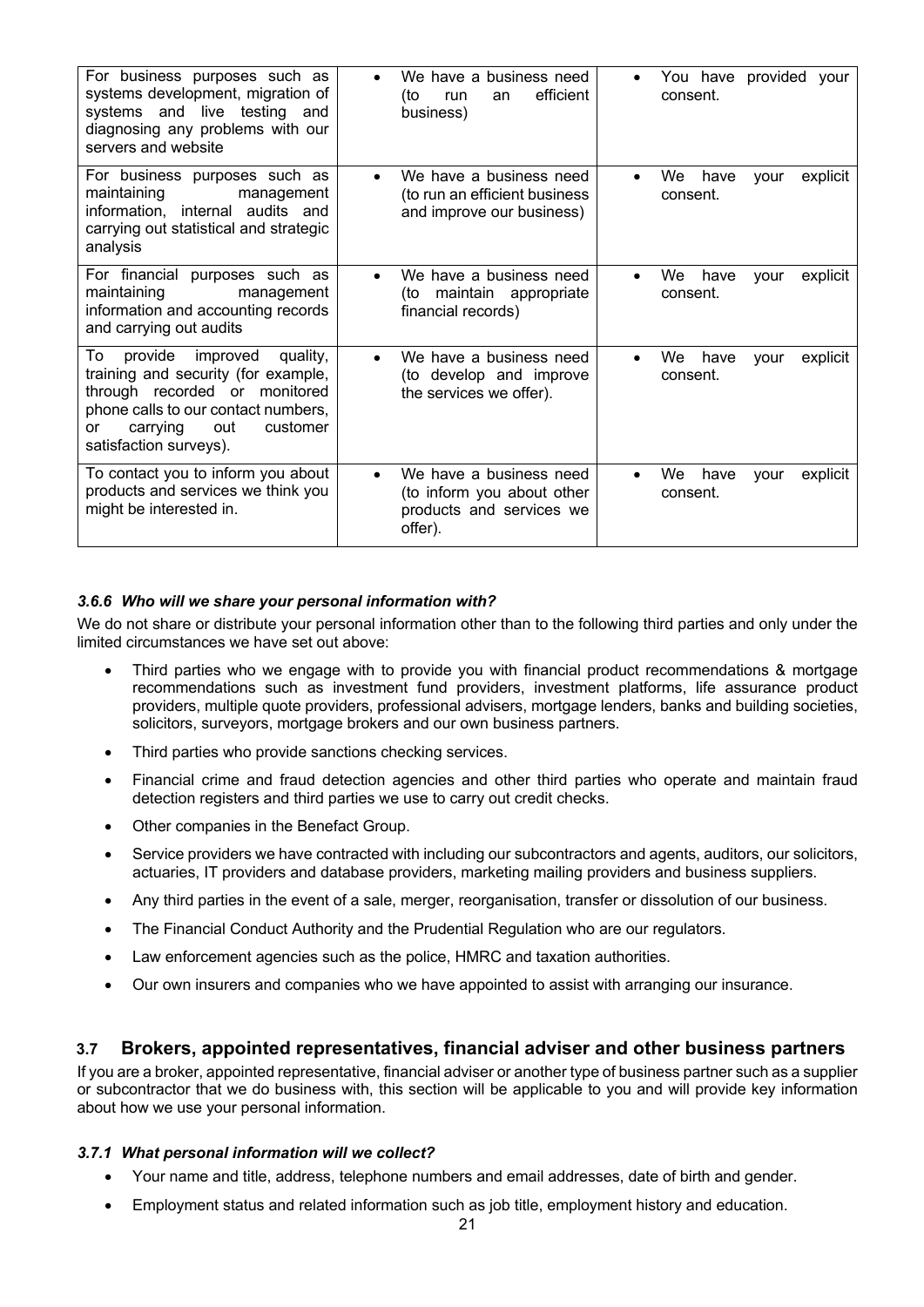| For business purposes such as systems development, migration of systems and live testing and diagnosing any problems with our servers and website | • We have a business need (to run an efficient business) | • You have provided your consent. |
|---|---|---|
| For business purposes such as maintaining management information, internal audits and carrying out statistical and strategic analysis | • We have a business need (to run an efficient business and improve our business) | • We have your explicit consent. |
| For financial purposes such as maintaining management information and accounting records and carrying out audits | • We have a business need (to maintain appropriate financial records) | • We have your explicit consent. |
| To provide improved quality, training and security (for example, through recorded or monitored phone calls to our contact numbers, or carrying out customer satisfaction surveys). | • We have a business need (to develop and improve the services we offer). | • We have your explicit consent. |
| To contact you to inform you about products and services we think you might be interested in. | • We have a business need (to inform you about other products and services we offer). | • We have your explicit consent. |

#### *3.6.6 Who will we share your personal information with?*

We do not share or distribute your personal information other than to the following third parties and only under the limited circumstances we have set out above:

- Third parties who we engage with to provide you with financial product recommendations & mortgage recommendations such as investment fund providers, investment platforms, life assurance product providers, multiple quote providers, professional advisers, mortgage lenders, banks and building societies, solicitors, surveyors, mortgage brokers and our own business partners.
- Third parties who provide sanctions checking services.
- Financial crime and fraud detection agencies and other third parties who operate and maintain fraud detection registers and third parties we use to carry out credit checks.
- Other companies in the Benefact Group.
- Service providers we have contracted with including our subcontractors and agents, auditors, our solicitors, actuaries, IT providers and database providers, marketing mailing providers and business suppliers.
- Any third parties in the event of a sale, merger, reorganisation, transfer or dissolution of our business.
- The Financial Conduct Authority and the Prudential Regulation who are our regulators.
- Law enforcement agencies such as the police, HMRC and taxation authorities.
- Our own insurers and companies who we have appointed to assist with arranging our insurance.

### 3.7 Brokers, appointed representatives, financial adviser and other business partners

If you are a broker, appointed representative, financial adviser or another type of business partner such as a supplier or subcontractor that we do business with, this section will be applicable to you and will provide key information about how we use your personal information.

#### *3.7.1 What personal information will we collect?*

- Your name and title, address, telephone numbers and email addresses, date of birth and gender.
- Employment status and related information such as job title, employment history and education.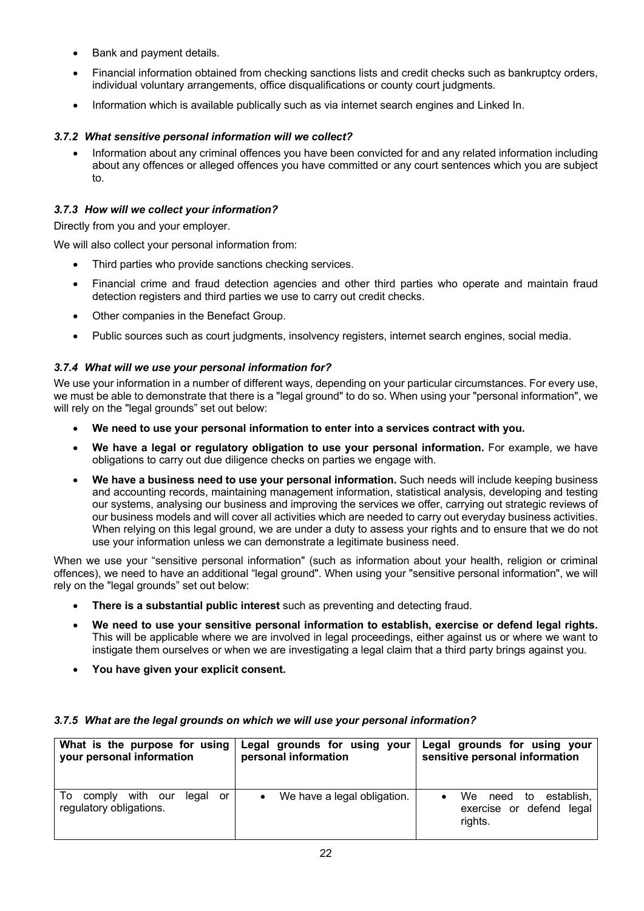- Bank and payment details.
- Financial information obtained from checking sanctions lists and credit checks such as bankruptcy orders, individual voluntary arrangements, office disqualifications or county court judgments.
- Information which is available publically such as via internet search engines and Linked In.

#### *3.7.2 What sensitive personal information will we collect?*

- Information about any criminal offences you have been convicted for and any related information including about any offences or alleged offences you have committed or any court sentences which you are subject to.

#### *3.7.3 How will we collect your information?*

Directly from you and your employer.

We will also collect your personal information from:

- Third parties who provide sanctions checking services.
- Financial crime and fraud detection agencies and other third parties who operate and maintain fraud detection registers and third parties we use to carry out credit checks.
- Other companies in the Benefact Group.
- Public sources such as court judgments, insolvency registers, internet search engines, social media.

#### *3.7.4 What will we use your personal information for?*

We use your information in a number of different ways, depending on your particular circumstances. For every use, we must be able to demonstrate that there is a "legal ground" to do so. When using your "personal information", we will rely on the "legal grounds" set out below:

- **We need to use your personal information to enter into a services contract with you.**
- **We have a legal or regulatory obligation to use your personal information.** For example, we have obligations to carry out due diligence checks on parties we engage with.
- **We have a business need to use your personal information.** Such needs will include keeping business and accounting records, maintaining management information, statistical analysis, developing and testing our systems, analysing our business and improving the services we offer, carrying out strategic reviews of our business models and will cover all activities which are needed to carry out everyday business activities. When relying on this legal ground, we are under a duty to assess your rights and to ensure that we do not use your information unless we can demonstrate a legitimate business need.

When we use your "sensitive personal information" (such as information about your health, religion or criminal offences), we need to have an additional "legal ground". When using your "sensitive personal information", we will rely on the "legal grounds" set out below:

- **There is a substantial public interest** such as preventing and detecting fraud.
- **We need to use your sensitive personal information to establish, exercise or defend legal rights.** This will be applicable where we are involved in legal proceedings, either against us or where we want to instigate them ourselves or when we are investigating a legal claim that a third party brings against you.
- **You have given your explicit consent.**

#### *3.7.5 What are the legal grounds on which we will use your personal information?*

| What is the purpose for using your personal information | Legal grounds for using your personal information | Legal grounds for using your sensitive personal information |
|---|---|---|
| To comply with our legal or regulatory obligations. | • We have a legal obligation. | • We need to establish, exercise or defend legal rights. |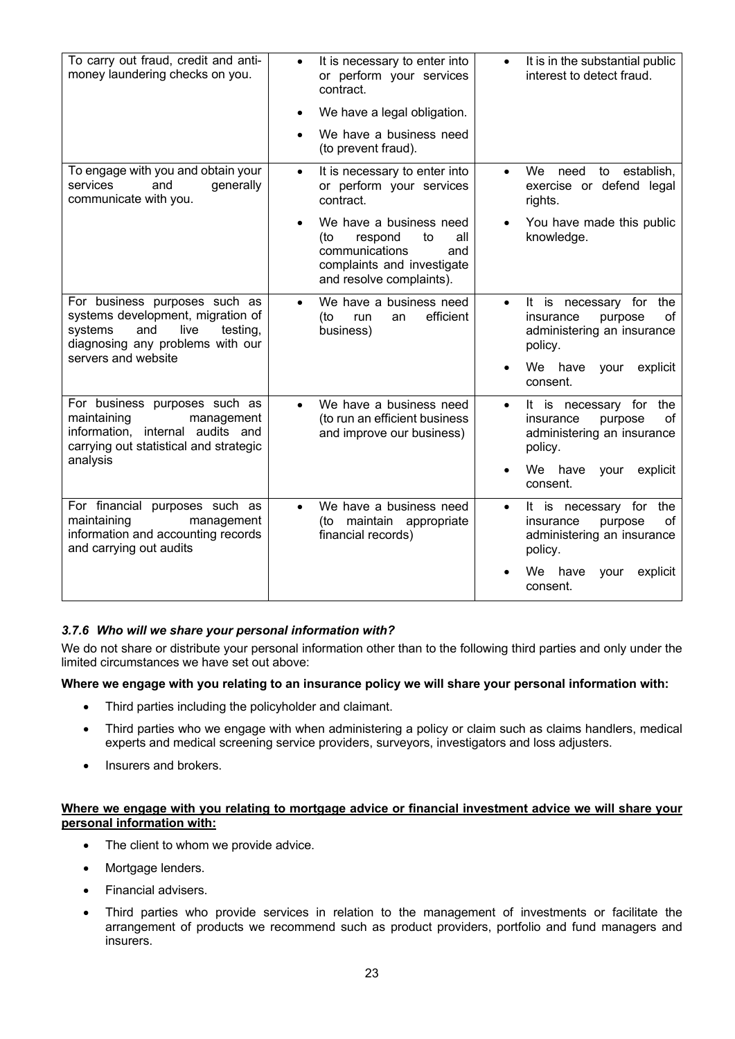| | | |
|---|---|---|
| To carry out fraud, credit and anti-money laundering checks on you. | • It is necessary to enter into or perform your services contract.<br>• We have a legal obligation.<br>• We have a business need (to prevent fraud). | • It is in the substantial public interest to detect fraud. |
| To engage with you and obtain your services and generally communicate with you. | • It is necessary to enter into or perform your services contract.<br>• We have a business need (to respond to all communications and complaints and investigate and resolve complaints). | • We need to establish, exercise or defend legal rights.<br>• You have made this public knowledge. |
| For business purposes such as systems development, migration of systems and live testing, diagnosing any problems with our servers and website | • We have a business need (to run an efficient business) | • It is necessary for the insurance purpose of administering an insurance policy.<br>• We have your explicit consent. |
| For business purposes such as maintaining management information, internal audits and carrying out statistical and strategic analysis | • We have a business need (to run an efficient business and improve our business) | • It is necessary for the insurance purpose of administering an insurance policy.<br>• We have your explicit consent. |
| For financial purposes such as maintaining management information and accounting records and carrying out audits | • We have a business need (to maintain appropriate financial records) | • It is necessary for the insurance purpose of administering an insurance policy.<br>• We have your explicit consent. |

### *3.7.6 Who will we share your personal information with?*

We do not share or distribute your personal information other than to the following third parties and only under the limited circumstances we have set out above:

**Where we engage with you relating to an insurance policy we will share your personal information with:**

- Third parties including the policyholder and claimant.
- Third parties who we engage with when administering a policy or claim such as claims handlers, medical experts and medical screening service providers, surveyors, investigators and loss adjusters.
- Insurers and brokers.

**Where we engage with you relating to mortgage advice or financial investment advice we will share your personal information with:**

- The client to whom we provide advice.
- Mortgage lenders.
- Financial advisers.
- Third parties who provide services in relation to the management of investments or facilitate the arrangement of products we recommend such as product providers, portfolio and fund managers and insurers.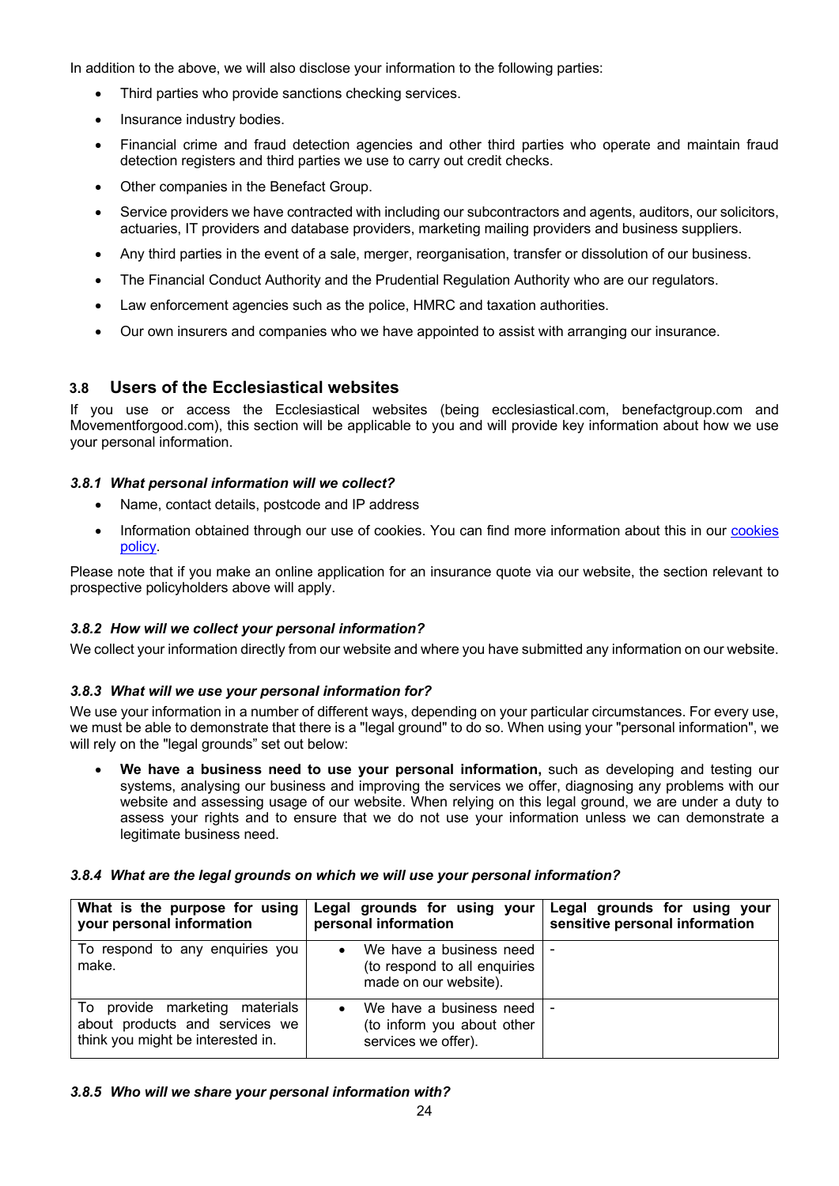In addition to the above, we will also disclose your information to the following parties:

- Third parties who provide sanctions checking services.
- Insurance industry bodies.
- Financial crime and fraud detection agencies and other third parties who operate and maintain fraud detection registers and third parties we use to carry out credit checks.
- Other companies in the Benefact Group.
- Service providers we have contracted with including our subcontractors and agents, auditors, our solicitors, actuaries, IT providers and database providers, marketing mailing providers and business suppliers.
- Any third parties in the event of a sale, merger, reorganisation, transfer or dissolution of our business.
- The Financial Conduct Authority and the Prudential Regulation Authority who are our regulators.
- Law enforcement agencies such as the police, HMRC and taxation authorities.
- Our own insurers and companies who we have appointed to assist with arranging our insurance.

## 3.8 Users of the Ecclesiastical websites

If you use or access the Ecclesiastical websites (being ecclesiastical.com, benefactgroup.com and Movementforgood.com), this section will be applicable to you and will provide key information about how we use your personal information.

### *3.8.1 What personal information will we collect?*

- Name, contact details, postcode and IP address
- Information obtained through our use of cookies. You can find more information about this in our [cookies policy]().

Please note that if you make an online application for an insurance quote via our website, the section relevant to prospective policyholders above will apply.

### *3.8.2 How will we collect your personal information?*

We collect your information directly from our website and where you have submitted any information on our website.

### *3.8.3 What will we use your personal information for?*

We use your information in a number of different ways, depending on your particular circumstances. For every use, we must be able to demonstrate that there is a "legal ground" to do so. When using your "personal information", we will rely on the "legal grounds" set out below:

- **We have a business need to use your personal information,** such as developing and testing our systems, analysing our business and improving the services we offer, diagnosing any problems with our website and assessing usage of our website. When relying on this legal ground, we are under a duty to assess your rights and to ensure that we do not use your information unless we can demonstrate a legitimate business need.

### *3.8.4 What are the legal grounds on which we will use your personal information?*

| What is the purpose for using your personal information | Legal grounds for using your personal information | Legal grounds for using your sensitive personal information |
|---|---|---|
| To respond to any enquiries you make. | • We have a business need (to respond to all enquiries made on our website). | - |
| To provide marketing materials about products and services we think you might be interested in. | • We have a business need (to inform you about other services we offer). | - |

### *3.8.5 Who will we share your personal information with?*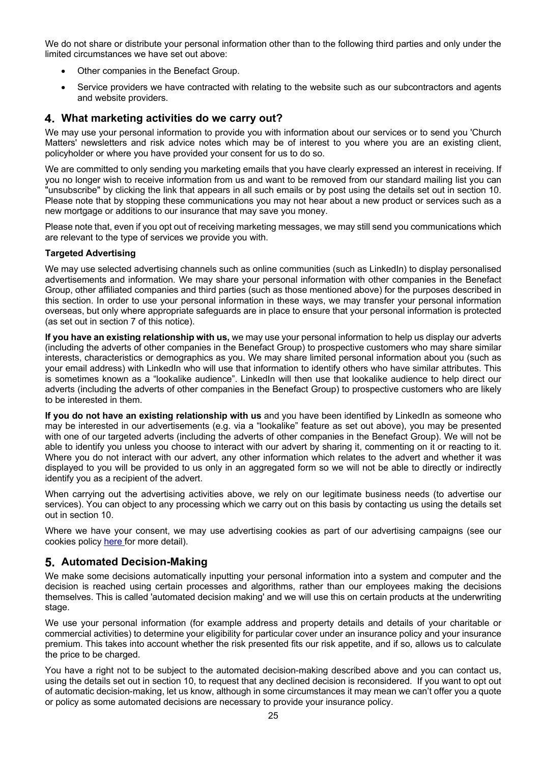We do not share or distribute your personal information other than to the following third parties and only under the limited circumstances we have set out above:

- Other companies in the Benefact Group.
- Service providers we have contracted with relating to the website such as our subcontractors and agents and website providers.

## 4. What marketing activities do we carry out?

We may use your personal information to provide you with information about our services or to send you 'Church Matters' newsletters and risk advice notes which may be of interest to you where you are an existing client, policyholder or where you have provided your consent for us to do so.

We are committed to only sending you marketing emails that you have clearly expressed an interest in receiving. If you no longer wish to receive information from us and want to be removed from our standard mailing list you can "unsubscribe" by clicking the link that appears in all such emails or by post using the details set out in section 10. Please note that by stopping these communications you may not hear about a new product or services such as a new mortgage or additions to our insurance that may save you money.

Please note that, even if you opt out of receiving marketing messages, we may still send you communications which are relevant to the type of services we provide you with.

**Targeted Advertising**

We may use selected advertising channels such as online communities (such as LinkedIn) to display personalised advertisements and information. We may share your personal information with other companies in the Benefact Group, other affiliated companies and third parties (such as those mentioned above) for the purposes described in this section. In order to use your personal information in these ways, we may transfer your personal information overseas, but only where appropriate safeguards are in place to ensure that your personal information is protected (as set out in section 7 of this notice).

**If you have an existing relationship with us,** we may use your personal information to help us display our adverts (including the adverts of other companies in the Benefact Group) to prospective customers who may share similar interests, characteristics or demographics as you. We may share limited personal information about you (such as your email address) with LinkedIn who will use that information to identify others who have similar attributes. This is sometimes known as a "lookalike audience". LinkedIn will then use that lookalike audience to help direct our adverts (including the adverts of other companies in the Benefact Group) to prospective customers who are likely to be interested in them.

**If you do not have an existing relationship with us** and you have been identified by LinkedIn as someone who may be interested in our advertisements (e.g. via a "lookalike" feature as set out above), you may be presented with one of our targeted adverts (including the adverts of other companies in the Benefact Group). We will not be able to identify you unless you choose to interact with our advert by sharing it, commenting on it or reacting to it. Where you do not interact with our advert, any other information which relates to the advert and whether it was displayed to you will be provided to us only in an aggregated form so we will not be able to directly or indirectly identify you as a recipient of the advert.

When carrying out the advertising activities above, we rely on our legitimate business needs (to advertise our services). You can object to any processing which we carry out on this basis by contacting us using the details set out in section 10.

Where we have your consent, we may use advertising cookies as part of our advertising campaigns (see our cookies policy here for more detail).

## 5. Automated Decision-Making

We make some decisions automatically inputting your personal information into a system and computer and the decision is reached using certain processes and algorithms, rather than our employees making the decisions themselves. This is called 'automated decision making' and we will use this on certain products at the underwriting stage.

We use your personal information (for example address and property details and details of your charitable or commercial activities) to determine your eligibility for particular cover under an insurance policy and your insurance premium. This takes into account whether the risk presented fits our risk appetite, and if so, allows us to calculate the price to be charged.

You have a right not to be subject to the automated decision-making described above and you can contact us, using the details set out in section 10, to request that any declined decision is reconsidered. If you want to opt out of automatic decision-making, let us know, although in some circumstances it may mean we can't offer you a quote or policy as some automated decisions are necessary to provide your insurance policy.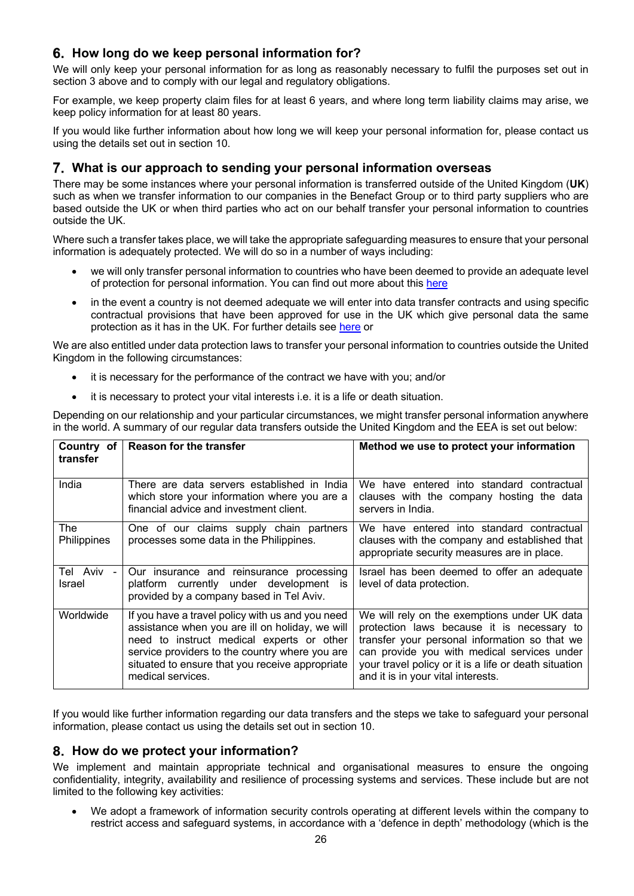## 6. How long do we keep personal information for?

We will only keep your personal information for as long as reasonably necessary to fulfil the purposes set out in section 3 above and to comply with our legal and regulatory obligations.

For example, we keep property claim files for at least 6 years, and where long term liability claims may arise, we keep policy information for at least 80 years.

If you would like further information about how long we will keep your personal information for, please contact us using the details set out in section 10.

## 7. What is our approach to sending your personal information overseas

There may be some instances where your personal information is transferred outside of the United Kingdom (**UK**) such as when we transfer information to our companies in the Benefact Group or to third party suppliers who are based outside the UK or when third parties who act on our behalf transfer your personal information to countries outside the UK.

Where such a transfer takes place, we will take the appropriate safeguarding measures to ensure that your personal information is adequately protected. We will do so in a number of ways including:

- we will only transfer personal information to countries who have been deemed to provide an adequate level of protection for personal information. You can find out more about this [here]
- in the event a country is not deemed adequate we will enter into data transfer contracts and using specific contractual provisions that have been approved for use in the UK which give personal data the same protection as it has in the UK. For further details see [here] or

We are also entitled under data protection laws to transfer your personal information to countries outside the United Kingdom in the following circumstances:

- it is necessary for the performance of the contract we have with you; and/or
- it is necessary to protect your vital interests i.e. it is a life or death situation.

Depending on our relationship and your particular circumstances, we might transfer personal information anywhere in the world. A summary of our regular data transfers outside the United Kingdom and the EEA is set out below:

| Country of transfer | Reason for the transfer | Method we use to protect your information |
|---|---|---|
| India | There are data servers established in India which store your information where you are a financial advice and investment client. | We have entered into standard contractual clauses with the company hosting the data servers in India. |
| The Philippines | One of our claims supply chain partners processes some data in the Philippines. | We have entered into standard contractual clauses with the company and established that appropriate security measures are in place. |
| Tel Aviv - Israel | Our insurance and reinsurance processing platform currently under development is provided by a company based in Tel Aviv. | Israel has been deemed to offer an adequate level of data protection. |
| Worldwide | If you have a travel policy with us and you need assistance when you are ill on holiday, we will need to instruct medical experts or other service providers to the country where you are situated to ensure that you receive appropriate medical services. | We will rely on the exemptions under UK data protection laws because it is necessary to transfer your personal information so that we can provide you with medical services under your travel policy or it is a life or death situation and it is in your vital interests. |

If you would like further information regarding our data transfers and the steps we take to safeguard your personal information, please contact us using the details set out in section 10.

## 8. How do we protect your information?

We implement and maintain appropriate technical and organisational measures to ensure the ongoing confidentiality, integrity, availability and resilience of processing systems and services. These include but are not limited to the following key activities:

- We adopt a framework of information security controls operating at different levels within the company to restrict access and safeguard systems, in accordance with a 'defence in depth' methodology (which is the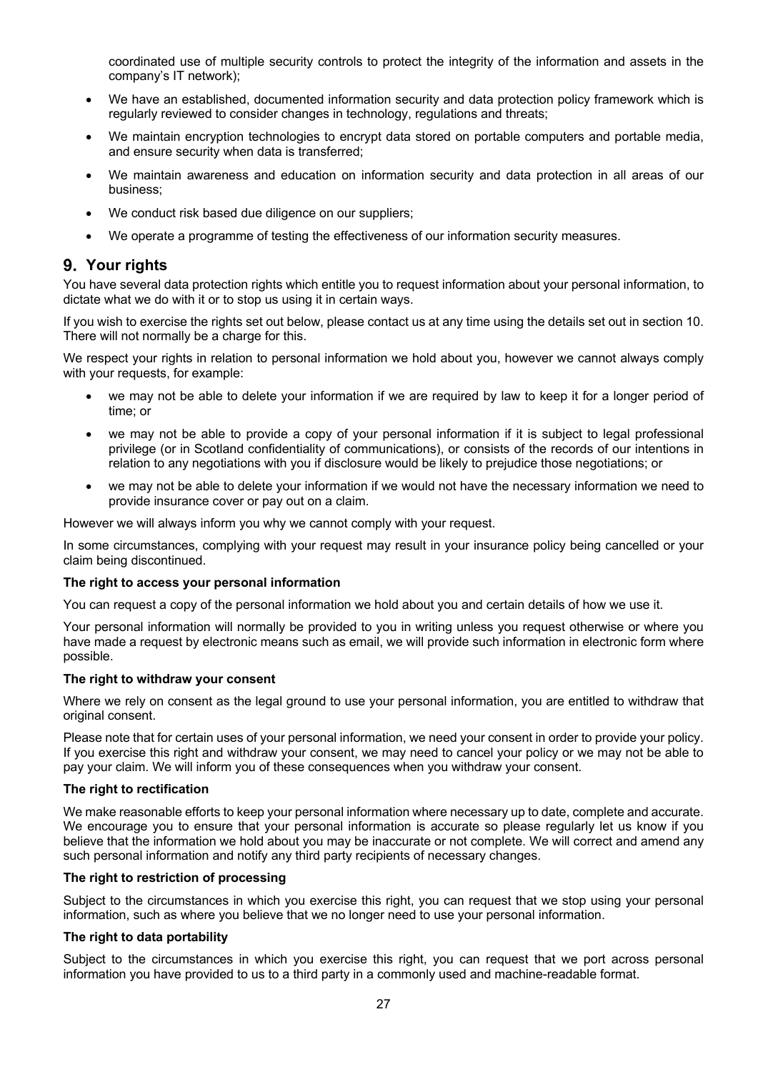coordinated use of multiple security controls to protect the integrity of the information and assets in the company's IT network);

- We have an established, documented information security and data protection policy framework which is regularly reviewed to consider changes in technology, regulations and threats;
- We maintain encryption technologies to encrypt data stored on portable computers and portable media, and ensure security when data is transferred;
- We maintain awareness and education on information security and data protection in all areas of our business;
- We conduct risk based due diligence on our suppliers;
- We operate a programme of testing the effectiveness of our information security measures.

## 9. Your rights

You have several data protection rights which entitle you to request information about your personal information, to dictate what we do with it or to stop us using it in certain ways.

If you wish to exercise the rights set out below, please contact us at any time using the details set out in section 10. There will not normally be a charge for this.

We respect your rights in relation to personal information we hold about you, however we cannot always comply with your requests, for example:

- we may not be able to delete your information if we are required by law to keep it for a longer period of time; or
- we may not be able to provide a copy of your personal information if it is subject to legal professional privilege (or in Scotland confidentiality of communications), or consists of the records of our intentions in relation to any negotiations with you if disclosure would be likely to prejudice those negotiations; or
- we may not be able to delete your information if we would not have the necessary information we need to provide insurance cover or pay out on a claim.

However we will always inform you why we cannot comply with your request.

In some circumstances, complying with your request may result in your insurance policy being cancelled or your claim being discontinued.

**The right to access your personal information**

You can request a copy of the personal information we hold about you and certain details of how we use it.

Your personal information will normally be provided to you in writing unless you request otherwise or where you have made a request by electronic means such as email, we will provide such information in electronic form where possible.

**The right to withdraw your consent**

Where we rely on consent as the legal ground to use your personal information, you are entitled to withdraw that original consent.

Please note that for certain uses of your personal information, we need your consent in order to provide your policy. If you exercise this right and withdraw your consent, we may need to cancel your policy or we may not be able to pay your claim. We will inform you of these consequences when you withdraw your consent.

**The right to rectification**

We make reasonable efforts to keep your personal information where necessary up to date, complete and accurate. We encourage you to ensure that your personal information is accurate so please regularly let us know if you believe that the information we hold about you may be inaccurate or not complete. We will correct and amend any such personal information and notify any third party recipients of necessary changes.

**The right to restriction of processing**

Subject to the circumstances in which you exercise this right, you can request that we stop using your personal information, such as where you believe that we no longer need to use your personal information.

**The right to data portability**

Subject to the circumstances in which you exercise this right, you can request that we port across personal information you have provided to us to a third party in a commonly used and machine-readable format.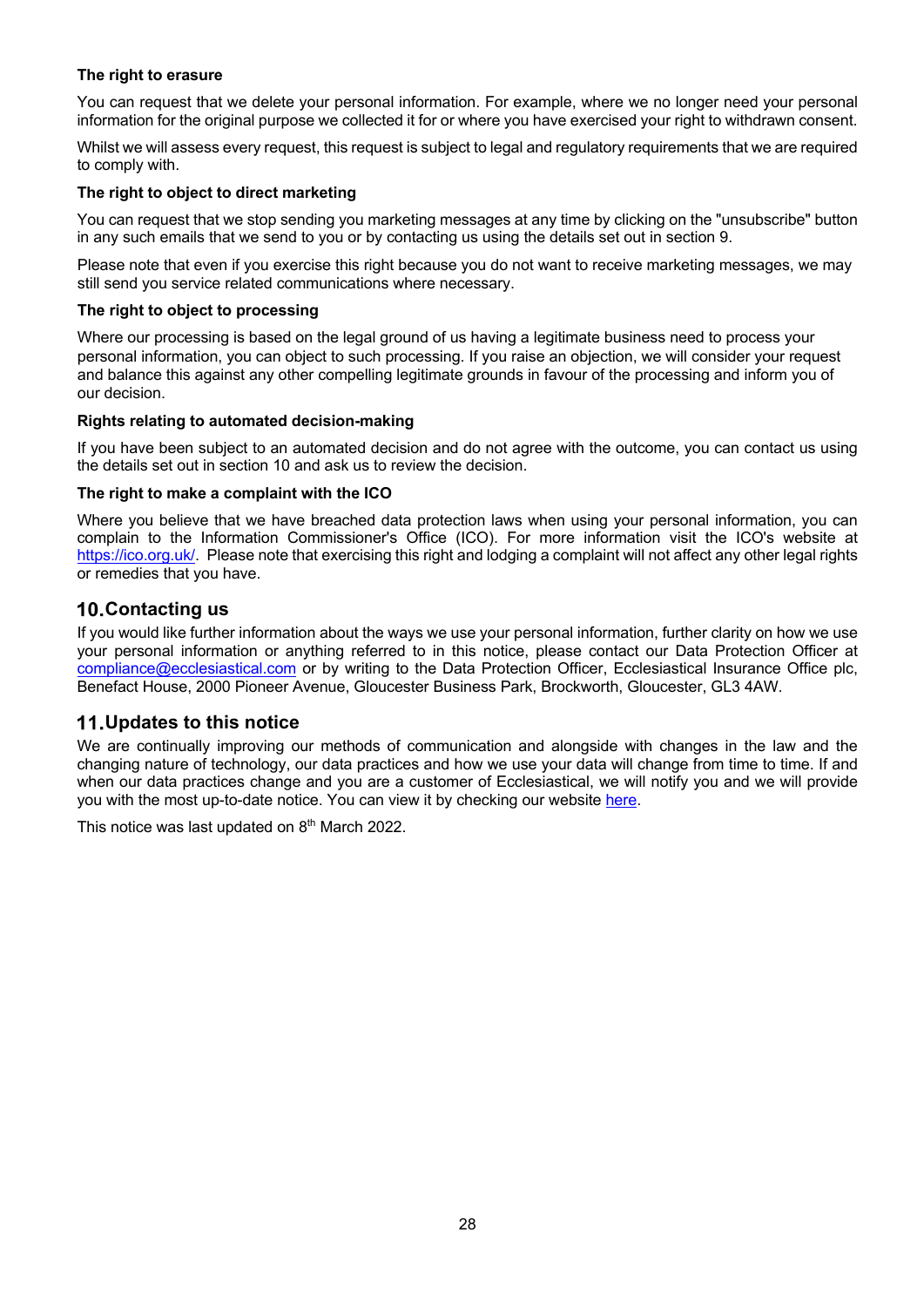#### The right to erasure

You can request that we delete your personal information. For example, where we no longer need your personal information for the original purpose we collected it for or where you have exercised your right to withdrawn consent.

Whilst we will assess every request, this request is subject to legal and regulatory requirements that we are required to comply with.

#### The right to object to direct marketing

You can request that we stop sending you marketing messages at any time by clicking on the "unsubscribe" button in any such emails that we send to you or by contacting us using the details set out in section 9.

Please note that even if you exercise this right because you do not want to receive marketing messages, we may still send you service related communications where necessary.

#### The right to object to processing

Where our processing is based on the legal ground of us having a legitimate business need to process your personal information, you can object to such processing. If you raise an objection, we will consider your request and balance this against any other compelling legitimate grounds in favour of the processing and inform you of our decision.

#### Rights relating to automated decision-making

If you have been subject to an automated decision and do not agree with the outcome, you can contact us using the details set out in section 10 and ask us to review the decision.

#### The right to make a complaint with the ICO

Where you believe that we have breached data protection laws when using your personal information, you can complain to the Information Commissioner's Office (ICO). For more information visit the ICO's website at https://ico.org.uk/. Please note that exercising this right and lodging a complaint will not affect any other legal rights or remedies that you have.

## 10. Contacting us

If you would like further information about the ways we use your personal information, further clarity on how we use your personal information or anything referred to in this notice, please contact our Data Protection Officer at compliance@ecclesiastical.com or by writing to the Data Protection Officer, Ecclesiastical Insurance Office plc, Benefact House, 2000 Pioneer Avenue, Gloucester Business Park, Brockworth, Gloucester, GL3 4AW.

## 11. Updates to this notice

We are continually improving our methods of communication and alongside with changes in the law and the changing nature of technology, our data practices and how we use your data will change from time to time. If and when our data practices change and you are a customer of Ecclesiastical, we will notify you and we will provide you with the most up-to-date notice. You can view it by checking our website here.

This notice was last updated on 8th March 2022.